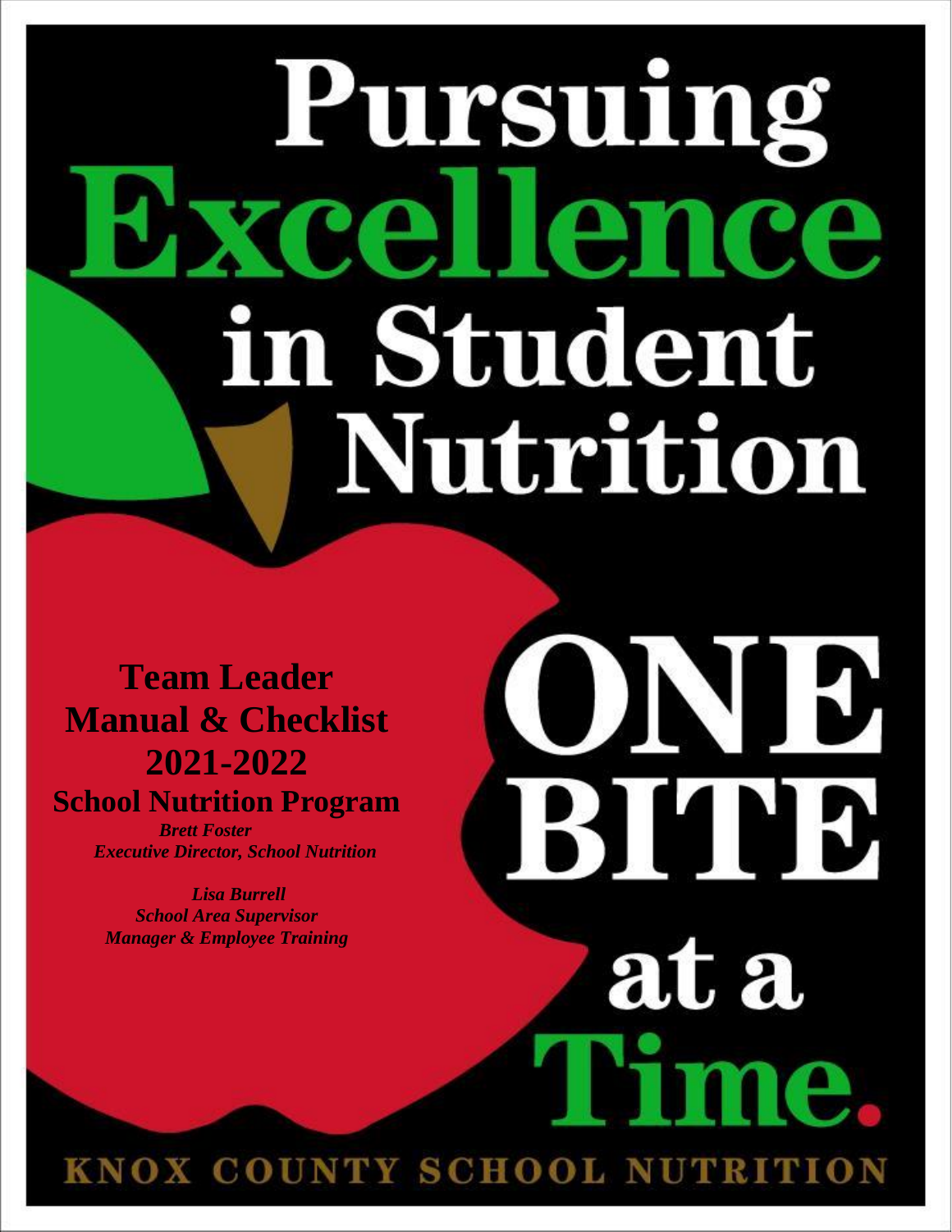# Pursuing Excellence in Student Nutrition

# ONE BITE at a Time.

## Team Leader Manual & Checklist 2021-2022

## School Nutrition Program

***Brett Foster***
***Executive Director, School Nutrition***

***Lisa Burrell***
***School Area Supervisor***
***Manager & Employee Training***

KNOX COUNTY SCHOOL NUTRITION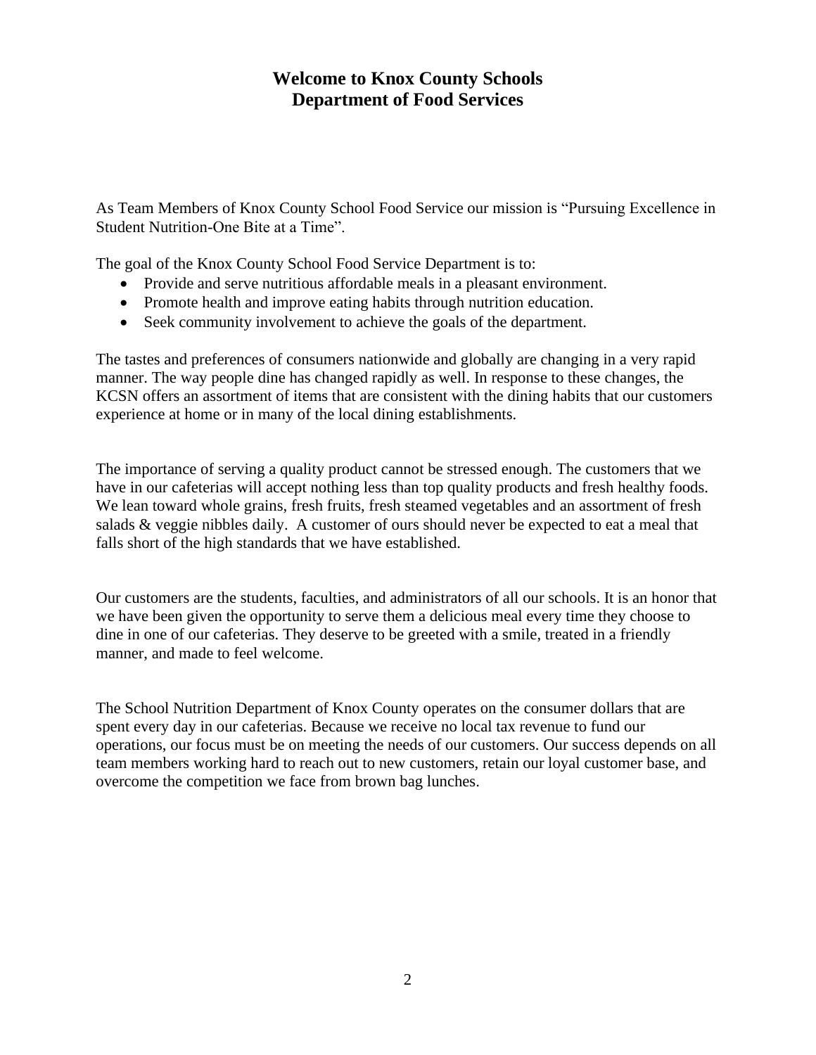# Welcome to Knox County Schools
# Department of Food Services

As Team Members of Knox County School Food Service our mission is "Pursuing Excellence in Student Nutrition-One Bite at a Time".

The goal of the Knox County School Food Service Department is to:

- Provide and serve nutritious affordable meals in a pleasant environment.
- Promote health and improve eating habits through nutrition education.
- Seek community involvement to achieve the goals of the department.

The tastes and preferences of consumers nationwide and globally are changing in a very rapid manner. The way people dine has changed rapidly as well. In response to these changes, the KCSN offers an assortment of items that are consistent with the dining habits that our customers experience at home or in many of the local dining establishments.

The importance of serving a quality product cannot be stressed enough. The customers that we have in our cafeterias will accept nothing less than top quality products and fresh healthy foods. We lean toward whole grains, fresh fruits, fresh steamed vegetables and an assortment of fresh salads & veggie nibbles daily. A customer of ours should never be expected to eat a meal that falls short of the high standards that we have established.

Our customers are the students, faculties, and administrators of all our schools. It is an honor that we have been given the opportunity to serve them a delicious meal every time they choose to dine in one of our cafeterias. They deserve to be greeted with a smile, treated in a friendly manner, and made to feel welcome.

The School Nutrition Department of Knox County operates on the consumer dollars that are spent every day in our cafeterias. Because we receive no local tax revenue to fund our operations, our focus must be on meeting the needs of our customers. Our success depends on all team members working hard to reach out to new customers, retain our loyal customer base, and overcome the competition we face from brown bag lunches.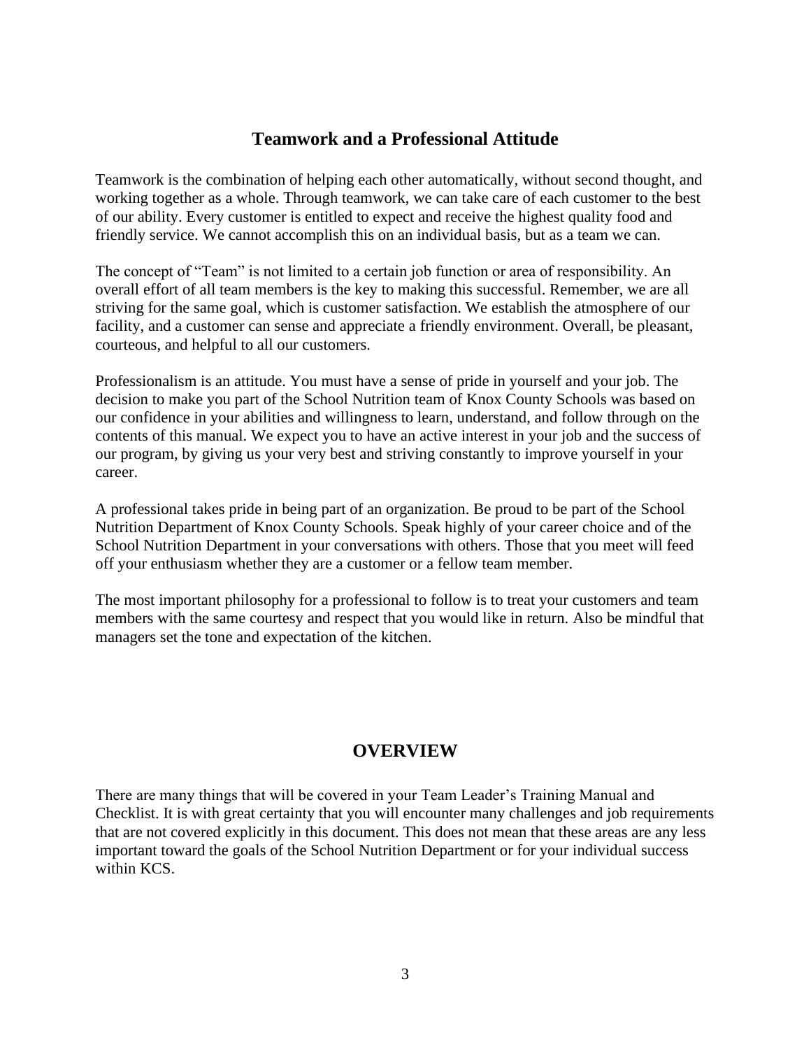## Teamwork and a Professional Attitude

Teamwork is the combination of helping each other automatically, without second thought, and working together as a whole. Through teamwork, we can take care of each customer to the best of our ability. Every customer is entitled to expect and receive the highest quality food and friendly service. We cannot accomplish this on an individual basis, but as a team we can.

The concept of "Team" is not limited to a certain job function or area of responsibility. An overall effort of all team members is the key to making this successful. Remember, we are all striving for the same goal, which is customer satisfaction. We establish the atmosphere of our facility, and a customer can sense and appreciate a friendly environment. Overall, be pleasant, courteous, and helpful to all our customers.

Professionalism is an attitude. You must have a sense of pride in yourself and your job. The decision to make you part of the School Nutrition team of Knox County Schools was based on our confidence in your abilities and willingness to learn, understand, and follow through on the contents of this manual. We expect you to have an active interest in your job and the success of our program, by giving us your very best and striving constantly to improve yourself in your career.

A professional takes pride in being part of an organization. Be proud to be part of the School Nutrition Department of Knox County Schools. Speak highly of your career choice and of the School Nutrition Department in your conversations with others. Those that you meet will feed off your enthusiasm whether they are a customer or a fellow team member.

The most important philosophy for a professional to follow is to treat your customers and team members with the same courtesy and respect that you would like in return. Also be mindful that managers set the tone and expectation of the kitchen.

## OVERVIEW

There are many things that will be covered in your Team Leader's Training Manual and Checklist. It is with great certainty that you will encounter many challenges and job requirements that are not covered explicitly in this document. This does not mean that these areas are any less important toward the goals of the School Nutrition Department or for your individual success within KCS.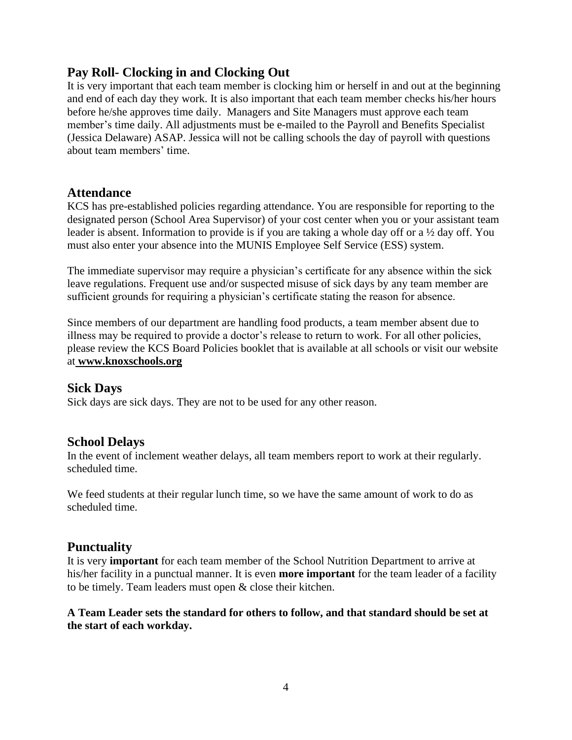## Pay Roll- Clocking in and Clocking Out

It is very important that each team member is clocking him or herself in and out at the beginning and end of each day they work. It is also important that each team member checks his/her hours before he/she approves time daily. Managers and Site Managers must approve each team member's time daily. All adjustments must be e-mailed to the Payroll and Benefits Specialist (Jessica Delaware) ASAP. Jessica will not be calling schools the day of payroll with questions about team members' time.

## Attendance

KCS has pre-established policies regarding attendance. You are responsible for reporting to the designated person (School Area Supervisor) of your cost center when you or your assistant team leader is absent. Information to provide is if you are taking a whole day off or a ½ day off. You must also enter your absence into the MUNIS Employee Self Service (ESS) system.

The immediate supervisor may require a physician's certificate for any absence within the sick leave regulations. Frequent use and/or suspected misuse of sick days by any team member are sufficient grounds for requiring a physician's certificate stating the reason for absence.

Since members of our department are handling food products, a team member absent due to illness may be required to provide a doctor's release to return to work. For all other policies, please review the KCS Board Policies booklet that is available at all schools or visit our website at **www.knoxschools.org**

## Sick Days

Sick days are sick days. They are not to be used for any other reason.

## School Delays

In the event of inclement weather delays, all team members report to work at their regularly. scheduled time.

We feed students at their regular lunch time, so we have the same amount of work to do as scheduled time.

## Punctuality

It is very **important** for each team member of the School Nutrition Department to arrive at his/her facility in a punctual manner. It is even **more important** for the team leader of a facility to be timely. Team leaders must open & close their kitchen.

**A Team Leader sets the standard for others to follow, and that standard should be set at the start of each workday.**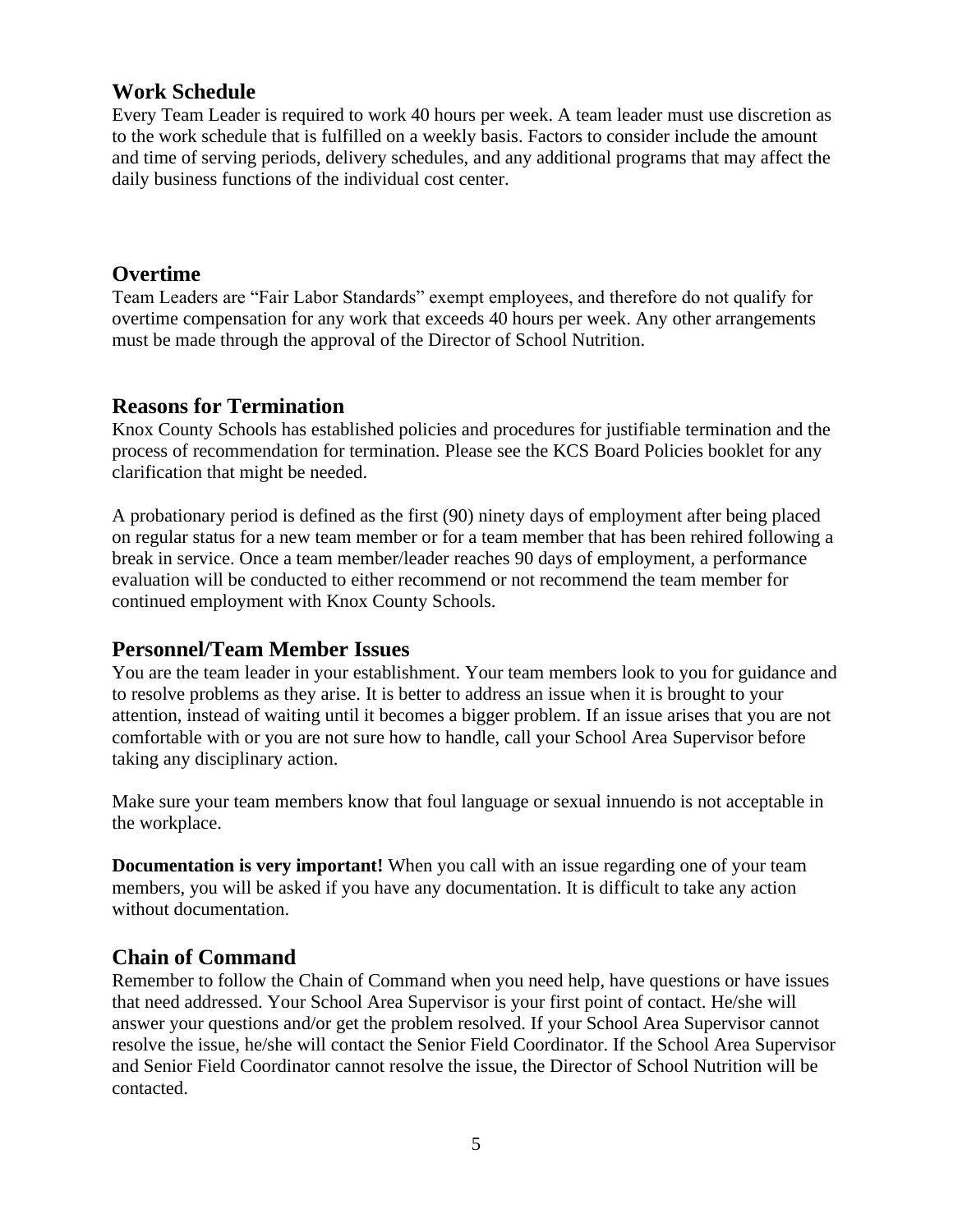## Work Schedule

Every Team Leader is required to work 40 hours per week. A team leader must use discretion as to the work schedule that is fulfilled on a weekly basis. Factors to consider include the amount and time of serving periods, delivery schedules, and any additional programs that may affect the daily business functions of the individual cost center.

## Overtime

Team Leaders are "Fair Labor Standards" exempt employees, and therefore do not qualify for overtime compensation for any work that exceeds 40 hours per week. Any other arrangements must be made through the approval of the Director of School Nutrition.

## Reasons for Termination

Knox County Schools has established policies and procedures for justifiable termination and the process of recommendation for termination. Please see the KCS Board Policies booklet for any clarification that might be needed.

A probationary period is defined as the first (90) ninety days of employment after being placed on regular status for a new team member or for a team member that has been rehired following a break in service. Once a team member/leader reaches 90 days of employment, a performance evaluation will be conducted to either recommend or not recommend the team member for continued employment with Knox County Schools.

## Personnel/Team Member Issues

You are the team leader in your establishment. Your team members look to you for guidance and to resolve problems as they arise. It is better to address an issue when it is brought to your attention, instead of waiting until it becomes a bigger problem. If an issue arises that you are not comfortable with or you are not sure how to handle, call your School Area Supervisor before taking any disciplinary action.

Make sure your team members know that foul language or sexual innuendo is not acceptable in the workplace.

**Documentation is very important!** When you call with an issue regarding one of your team members, you will be asked if you have any documentation. It is difficult to take any action without documentation.

## Chain of Command

Remember to follow the Chain of Command when you need help, have questions or have issues that need addressed. Your School Area Supervisor is your first point of contact. He/she will answer your questions and/or get the problem resolved. If your School Area Supervisor cannot resolve the issue, he/she will contact the Senior Field Coordinator. If the School Area Supervisor and Senior Field Coordinator cannot resolve the issue, the Director of School Nutrition will be contacted.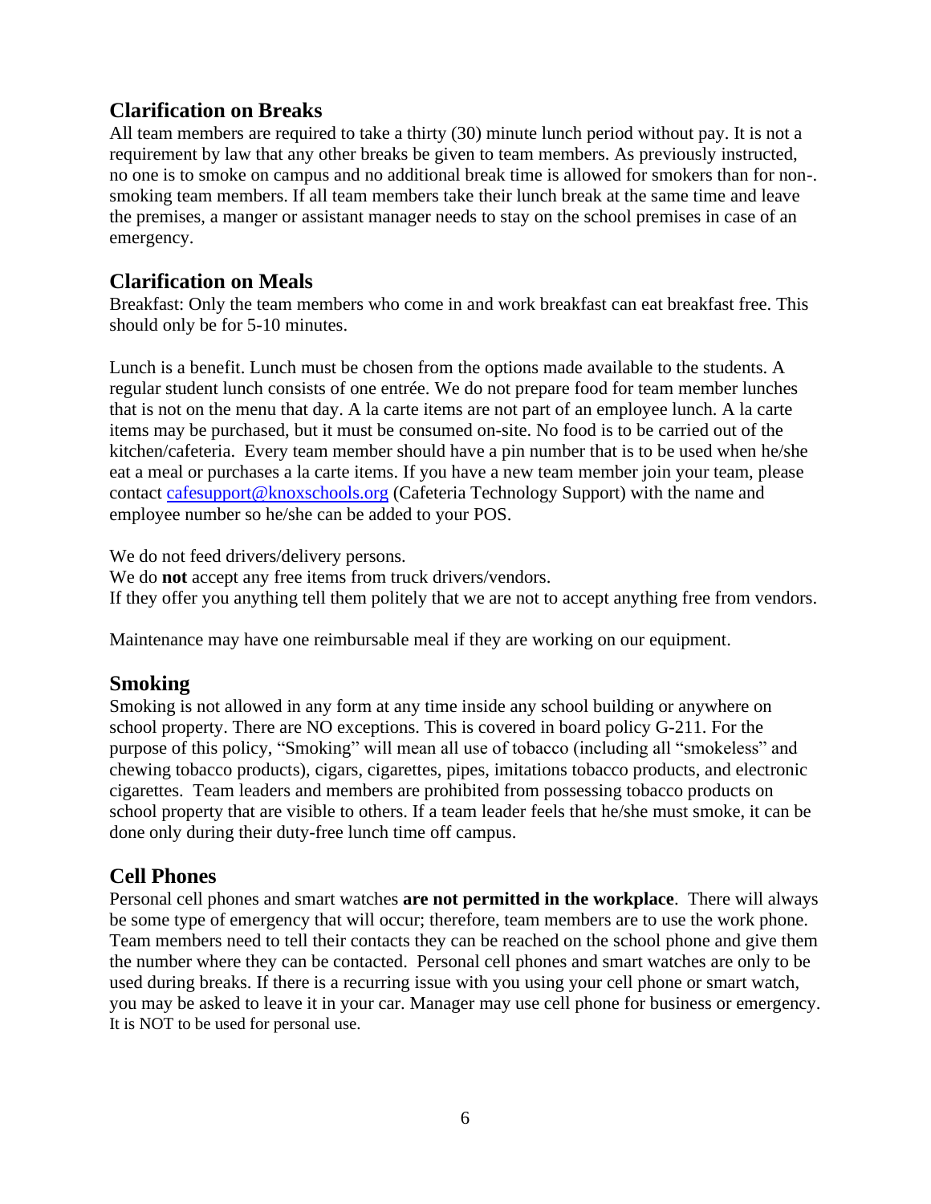## Clarification on Breaks

All team members are required to take a thirty (30) minute lunch period without pay. It is not a requirement by law that any other breaks be given to team members. As previously instructed, no one is to smoke on campus and no additional break time is allowed for smokers than for non-. smoking team members. If all team members take their lunch break at the same time and leave the premises, a manger or assistant manager needs to stay on the school premises in case of an emergency.

## Clarification on Meals

Breakfast: Only the team members who come in and work breakfast can eat breakfast free. This should only be for 5-10 minutes.

Lunch is a benefit. Lunch must be chosen from the options made available to the students. A regular student lunch consists of one entrée. We do not prepare food for team member lunches that is not on the menu that day. A la carte items are not part of an employee lunch. A la carte items may be purchased, but it must be consumed on-site. No food is to be carried out of the kitchen/cafeteria. Every team member should have a pin number that is to be used when he/she eat a meal or purchases a la carte items. If you have a new team member join your team, please contact cafesupport@knoxschools.org (Cafeteria Technology Support) with the name and employee number so he/she can be added to your POS.

We do not feed drivers/delivery persons.
We do **not** accept any free items from truck drivers/vendors.
If they offer you anything tell them politely that we are not to accept anything free from vendors.

Maintenance may have one reimbursable meal if they are working on our equipment.

## Smoking

Smoking is not allowed in any form at any time inside any school building or anywhere on school property. There are NO exceptions. This is covered in board policy G-211. For the purpose of this policy, "Smoking" will mean all use of tobacco (including all "smokeless" and chewing tobacco products), cigars, cigarettes, pipes, imitations tobacco products, and electronic cigarettes. Team leaders and members are prohibited from possessing tobacco products on school property that are visible to others. If a team leader feels that he/she must smoke, it can be done only during their duty-free lunch time off campus.

## Cell Phones

Personal cell phones and smart watches **are not permitted in the workplace**. There will always be some type of emergency that will occur; therefore, team members are to use the work phone. Team members need to tell their contacts they can be reached on the school phone and give them the number where they can be contacted. Personal cell phones and smart watches are only to be used during breaks. If there is a recurring issue with you using your cell phone or smart watch, you may be asked to leave it in your car. Manager may use cell phone for business or emergency. It is NOT to be used for personal use.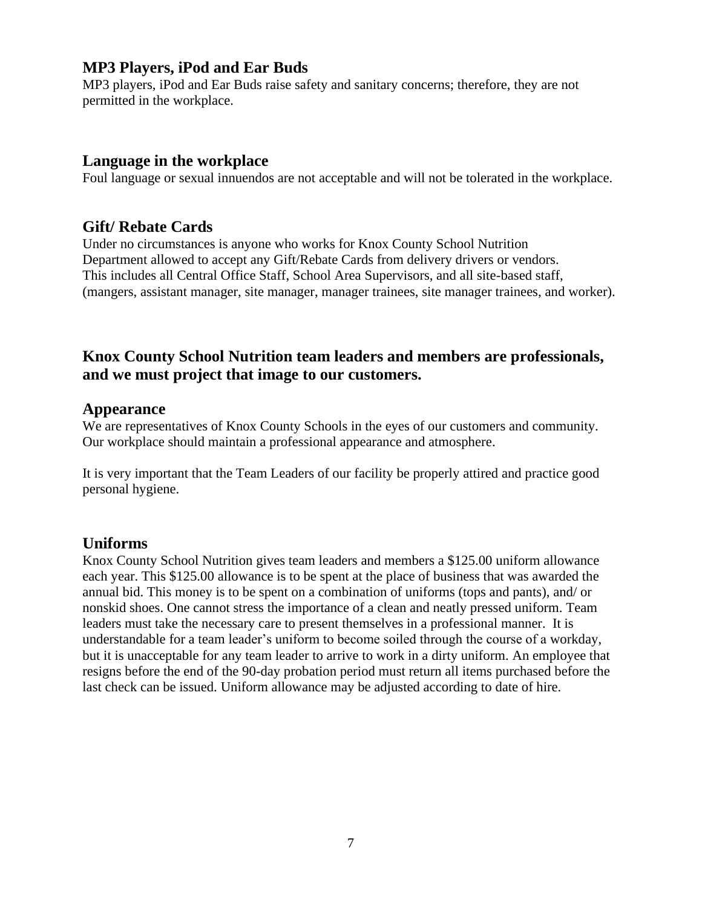## MP3 Players, iPod and Ear Buds

MP3 players, iPod and Ear Buds raise safety and sanitary concerns; therefore, they are not permitted in the workplace.

## Language in the workplace

Foul language or sexual innuendos are not acceptable and will not be tolerated in the workplace.

## Gift/ Rebate Cards

Under no circumstances is anyone who works for Knox County School Nutrition Department allowed to accept any Gift/Rebate Cards from delivery drivers or vendors. This includes all Central Office Staff, School Area Supervisors, and all site-based staff, (mangers, assistant manager, site manager, manager trainees, site manager trainees, and worker).

## Knox County School Nutrition team leaders and members are professionals, and we must project that image to our customers.

## Appearance

We are representatives of Knox County Schools in the eyes of our customers and community. Our workplace should maintain a professional appearance and atmosphere.

It is very important that the Team Leaders of our facility be properly attired and practice good personal hygiene.

## Uniforms

Knox County School Nutrition gives team leaders and members a $125.00 uniform allowance each year. This $125.00 allowance is to be spent at the place of business that was awarded the annual bid. This money is to be spent on a combination of uniforms (tops and pants), and/ or nonskid shoes. One cannot stress the importance of a clean and neatly pressed uniform. Team leaders must take the necessary care to present themselves in a professional manner. It is understandable for a team leader's uniform to become soiled through the course of a workday, but it is unacceptable for any team leader to arrive to work in a dirty uniform. An employee that resigns before the end of the 90-day probation period must return all items purchased before the last check can be issued. Uniform allowance may be adjusted according to date of hire.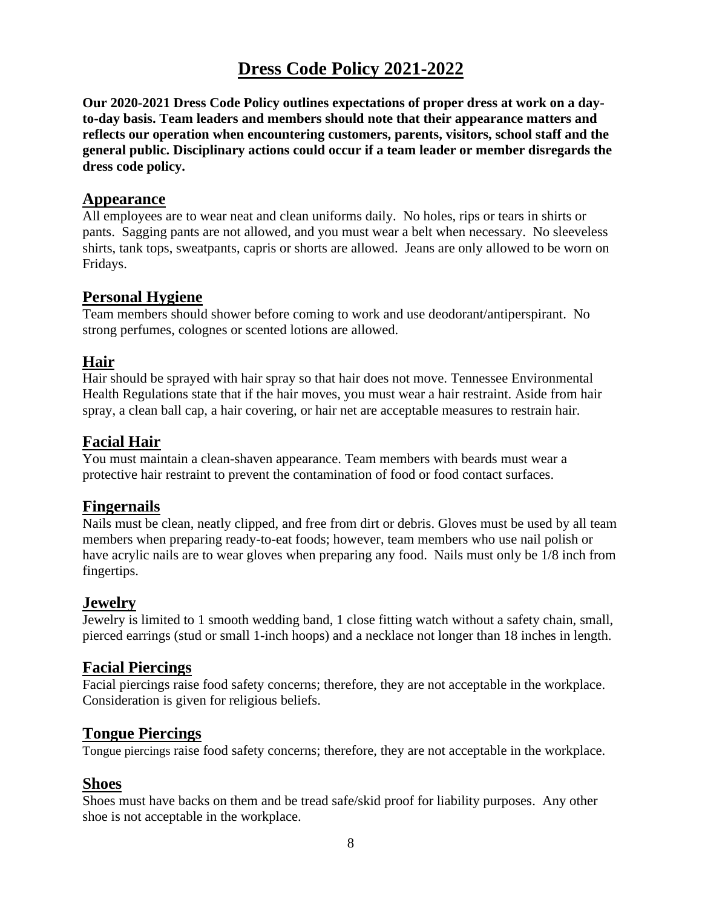# Dress Code Policy 2021-2022

**Our 2020-2021 Dress Code Policy outlines expectations of proper dress at work on a day-to-day basis. Team leaders and members should note that their appearance matters and reflects our operation when encountering customers, parents, visitors, school staff and the general public. Disciplinary actions could occur if a team leader or member disregards the dress code policy.**

## Appearance

All employees are to wear neat and clean uniforms daily. No holes, rips or tears in shirts or pants. Sagging pants are not allowed, and you must wear a belt when necessary. No sleeveless shirts, tank tops, sweatpants, capris or shorts are allowed. Jeans are only allowed to be worn on Fridays.

## Personal Hygiene

Team members should shower before coming to work and use deodorant/antiperspirant. No strong perfumes, colognes or scented lotions are allowed.

## Hair

Hair should be sprayed with hair spray so that hair does not move. Tennessee Environmental Health Regulations state that if the hair moves, you must wear a hair restraint. Aside from hair spray, a clean ball cap, a hair covering, or hair net are acceptable measures to restrain hair.

## Facial Hair

You must maintain a clean-shaven appearance. Team members with beards must wear a protective hair restraint to prevent the contamination of food or food contact surfaces.

## Fingernails

Nails must be clean, neatly clipped, and free from dirt or debris. Gloves must be used by all team members when preparing ready-to-eat foods; however, team members who use nail polish or have acrylic nails are to wear gloves when preparing any food. Nails must only be 1/8 inch from fingertips.

## Jewelry

Jewelry is limited to 1 smooth wedding band, 1 close fitting watch without a safety chain, small, pierced earrings (stud or small 1-inch hoops) and a necklace not longer than 18 inches in length.

## Facial Piercings

Facial piercings raise food safety concerns; therefore, they are not acceptable in the workplace. Consideration is given for religious beliefs.

## Tongue Piercings

Tongue piercings raise food safety concerns; therefore, they are not acceptable in the workplace.

## Shoes

Shoes must have backs on them and be tread safe/skid proof for liability purposes. Any other shoe is not acceptable in the workplace.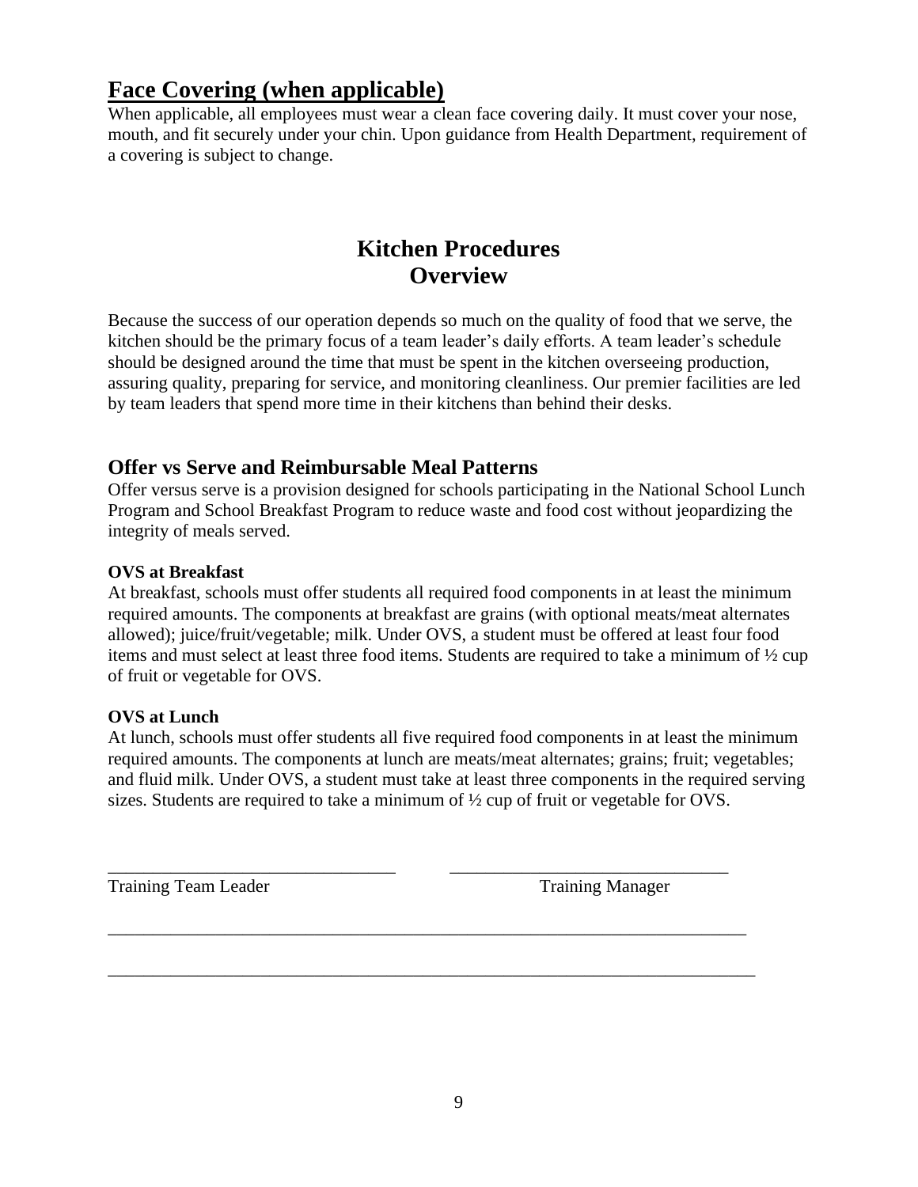## Face Covering (when applicable)

When applicable, all employees must wear a clean face covering daily. It must cover your nose, mouth, and fit securely under your chin. Upon guidance from Health Department, requirement of a covering is subject to change.

# Kitchen Procedures
# Overview

Because the success of our operation depends so much on the quality of food that we serve, the kitchen should be the primary focus of a team leader's daily efforts. A team leader's schedule should be designed around the time that must be spent in the kitchen overseeing production, assuring quality, preparing for service, and monitoring cleanliness. Our premier facilities are led by team leaders that spend more time in their kitchens than behind their desks.

## Offer vs Serve and Reimbursable Meal Patterns

Offer versus serve is a provision designed for schools participating in the National School Lunch Program and School Breakfast Program to reduce waste and food cost without jeopardizing the integrity of meals served.

**OVS at Breakfast**

At breakfast, schools must offer students all required food components in at least the minimum required amounts. The components at breakfast are grains (with optional meats/meat alternates allowed); juice/fruit/vegetable; milk. Under OVS, a student must be offered at least four food items and must select at least three food items. Students are required to take a minimum of ½ cup of fruit or vegetable for OVS.

**OVS at Lunch**

At lunch, schools must offer students all five required food components in at least the minimum required amounts. The components at lunch are meats/meat alternates; grains; fruit; vegetables; and fluid milk. Under OVS, a student must take at least three components in the required serving sizes. Students are required to take a minimum of ½ cup of fruit or vegetable for OVS.

_______________________________ _______________________________

Training Team Leader Training Manager

_______________________________________________________________________

_______________________________________________________________________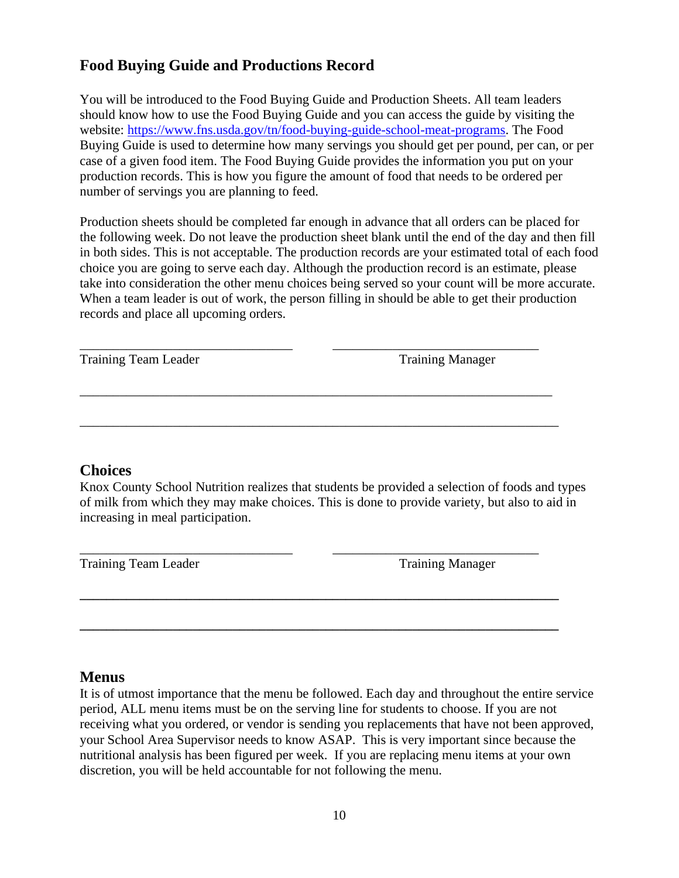## Food Buying Guide and Productions Record

You will be introduced to the Food Buying Guide and Production Sheets. All team leaders should know how to use the Food Buying Guide and you can access the guide by visiting the website: [https://www.fns.usda.gov/tn/food-buying-guide-school-meat-programs](https://www.fns.usda.gov/tn/food-buying-guide-school-meat-programs). The Food Buying Guide is used to determine how many servings you should get per pound, per can, or per case of a given food item. The Food Buying Guide provides the information you put on your production records. This is how you figure the amount of food that needs to be ordered per number of servings you are planning to feed.

Production sheets should be completed far enough in advance that all orders can be placed for the following week. Do not leave the production sheet blank until the end of the day and then fill in both sides. This is not acceptable. The production records are your estimated total of each food choice you are going to serve each day. Although the production record is an estimate, please take into consideration the other menu choices being served so your count will be more accurate. When a team leader is out of work, the person filling in should be able to get their production records and place all upcoming orders.

_______________________________ _______________________________

Training Team Leader Training Manager

_____________________________________________________________________

_____________________________________________________________________

## Choices

Knox County School Nutrition realizes that students be provided a selection of foods and types of milk from which they may make choices. This is done to provide variety, but also to aid in increasing in meal participation.

_______________________________ _______________________________

Training Team Leader Training Manager

_____________________________________________________________________

_____________________________________________________________________

## Menus

It is of utmost importance that the menu be followed. Each day and throughout the entire service period, ALL menu items must be on the serving line for students to choose. If you are not receiving what you ordered, or vendor is sending you replacements that have not been approved, your School Area Supervisor needs to know ASAP. This is very important since because the nutritional analysis has been figured per week. If you are replacing menu items at your own discretion, you will be held accountable for not following the menu.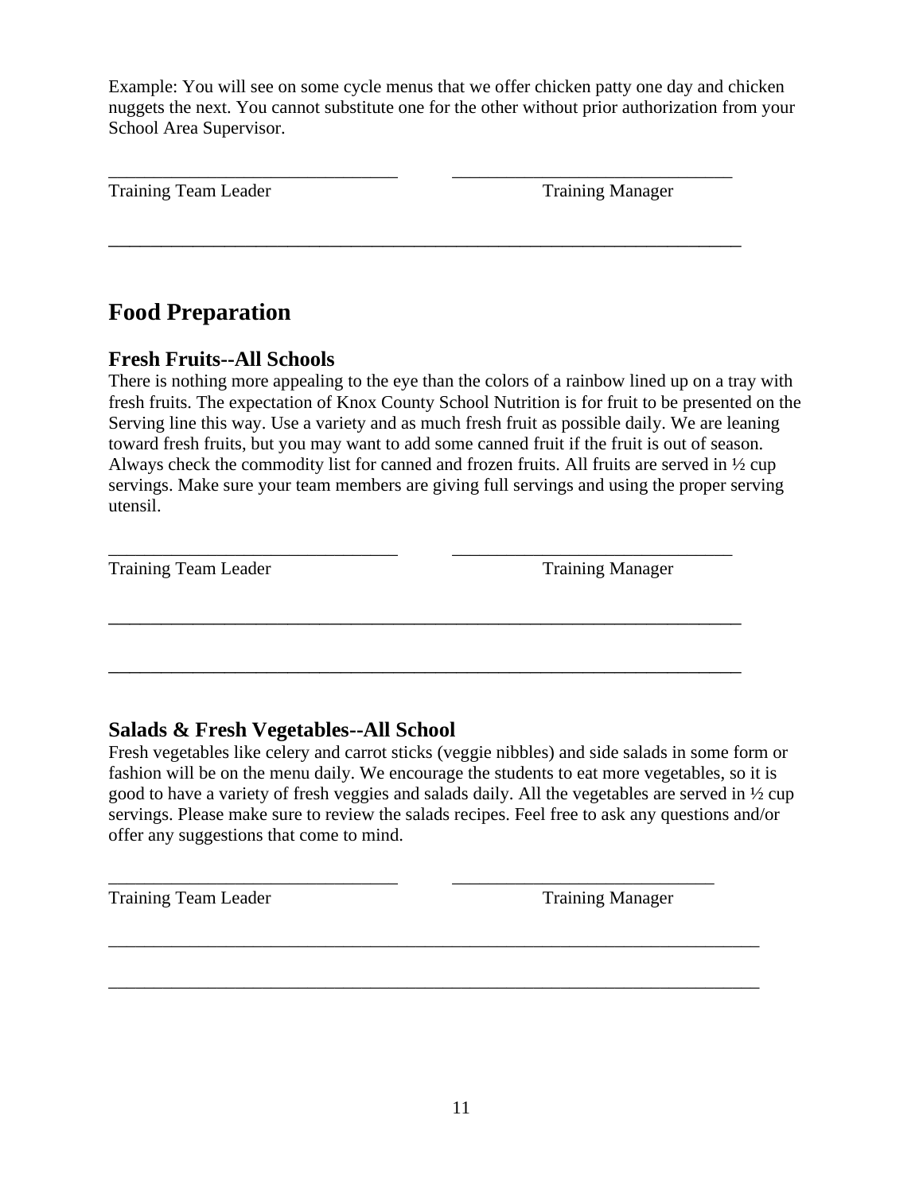Example: You will see on some cycle menus that we offer chicken patty one day and chicken nuggets the next. You cannot substitute one for the other without prior authorization from your School Area Supervisor.

_______________________________ ______________________________

Training Team Leader Training Manager

____________________________________________________________________

# Food Preparation

## Fresh Fruits--All Schools

There is nothing more appealing to the eye than the colors of a rainbow lined up on a tray with fresh fruits. The expectation of Knox County School Nutrition is for fruit to be presented on the Serving line this way. Use a variety and as much fresh fruit as possible daily. We are leaning toward fresh fruits, but you may want to add some canned fruit if the fruit is out of season. Always check the commodity list for canned and frozen fruits. All fruits are served in ½ cup servings. Make sure your team members are giving full servings and using the proper serving utensil.

_______________________________ ______________________________

Training Team Leader Training Manager

____________________________________________________________________

____________________________________________________________________

## Salads & Fresh Vegetables--All School

Fresh vegetables like celery and carrot sticks (veggie nibbles) and side salads in some form or fashion will be on the menu daily. We encourage the students to eat more vegetables, so it is good to have a variety of fresh veggies and salads daily. All the vegetables are served in ½ cup servings. Please make sure to review the salads recipes. Feel free to ask any questions and/or offer any suggestions that come to mind.

_______________________________ ____________________________

Training Team Leader Training Manager

______________________________________________________________________

______________________________________________________________________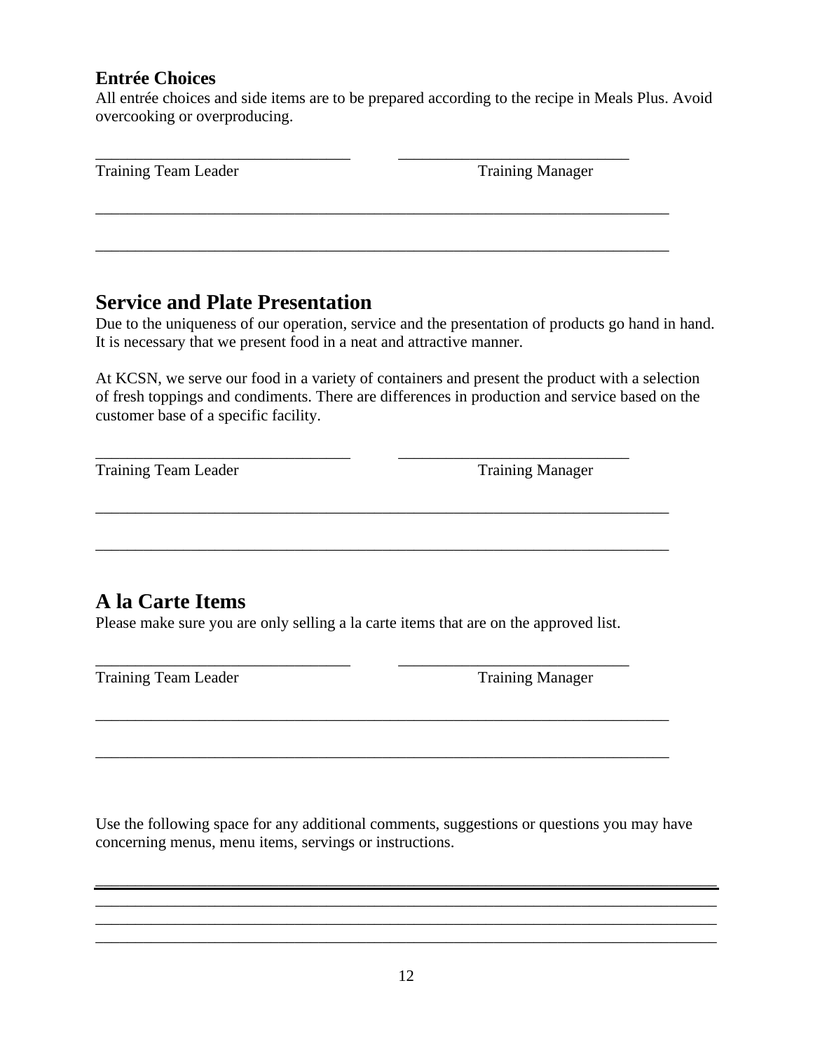### Entrée Choices

All entrée choices and side items are to be prepared according to the recipe in Meals Plus. Avoid overcooking or overproducing.

_______________________________ ____________________________

Training Team Leader Training Manager

______________________________________________________________________

______________________________________________________________________

## Service and Plate Presentation

Due to the uniqueness of our operation, service and the presentation of products go hand in hand. It is necessary that we present food in a neat and attractive manner.

At KCSN, we serve our food in a variety of containers and present the product with a selection of fresh toppings and condiments. There are differences in production and service based on the customer base of a specific facility.

_______________________________ ____________________________

Training Team Leader Training Manager

______________________________________________________________________

______________________________________________________________________

## A la Carte Items

Please make sure you are only selling a la carte items that are on the approved list.

_______________________________ ____________________________

Training Team Leader Training Manager

______________________________________________________________________

______________________________________________________________________

Use the following space for any additional comments, suggestions or questions you may have concerning menus, menu items, servings or instructions.

______________________________________________________________________

______________________________________________________________________

______________________________________________________________________

______________________________________________________________________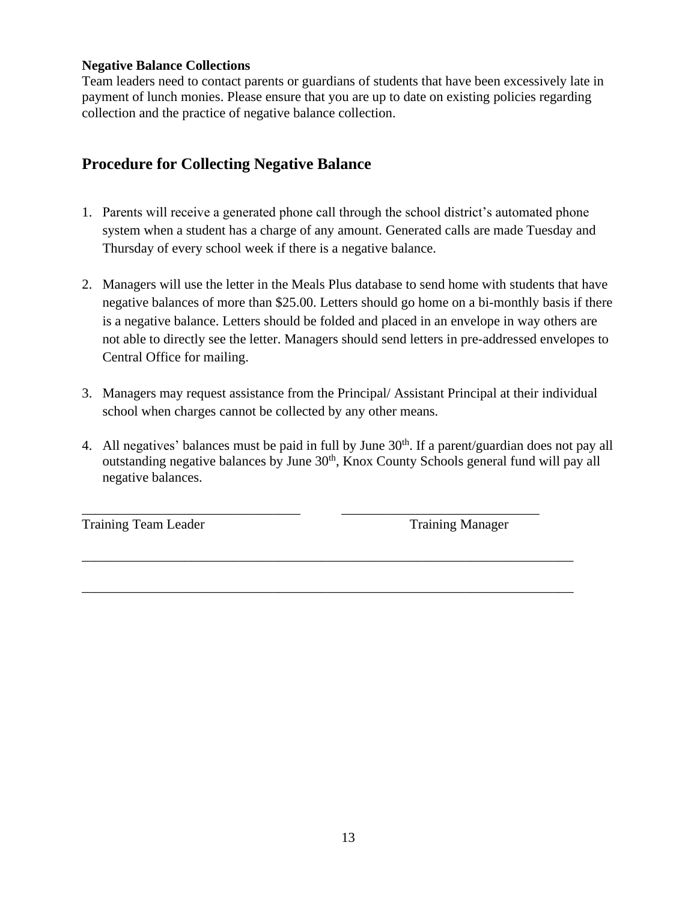**Negative Balance Collections**

Team leaders need to contact parents or guardians of students that have been excessively late in payment of lunch monies. Please ensure that you are up to date on existing policies regarding collection and the practice of negative balance collection.

## Procedure for Collecting Negative Balance

1. Parents will receive a generated phone call through the school district's automated phone system when a student has a charge of any amount. Generated calls are made Tuesday and Thursday of every school week if there is a negative balance.

2. Managers will use the letter in the Meals Plus database to send home with students that have negative balances of more than $25.00. Letters should go home on a bi-monthly basis if there is a negative balance. Letters should be folded and placed in an envelope in way others are not able to directly see the letter. Managers should send letters in pre-addressed envelopes to Central Office for mailing.

3. Managers may request assistance from the Principal/ Assistant Principal at their individual school when charges cannot be collected by any other means.

4. All negatives' balances must be paid in full by June 30th. If a parent/guardian does not pay all outstanding negative balances by June 30th, Knox County Schools general fund will pay all negative balances.

________________________________ ________________________________

Training Team Leader Training Manager

________________________________________________________________________

________________________________________________________________________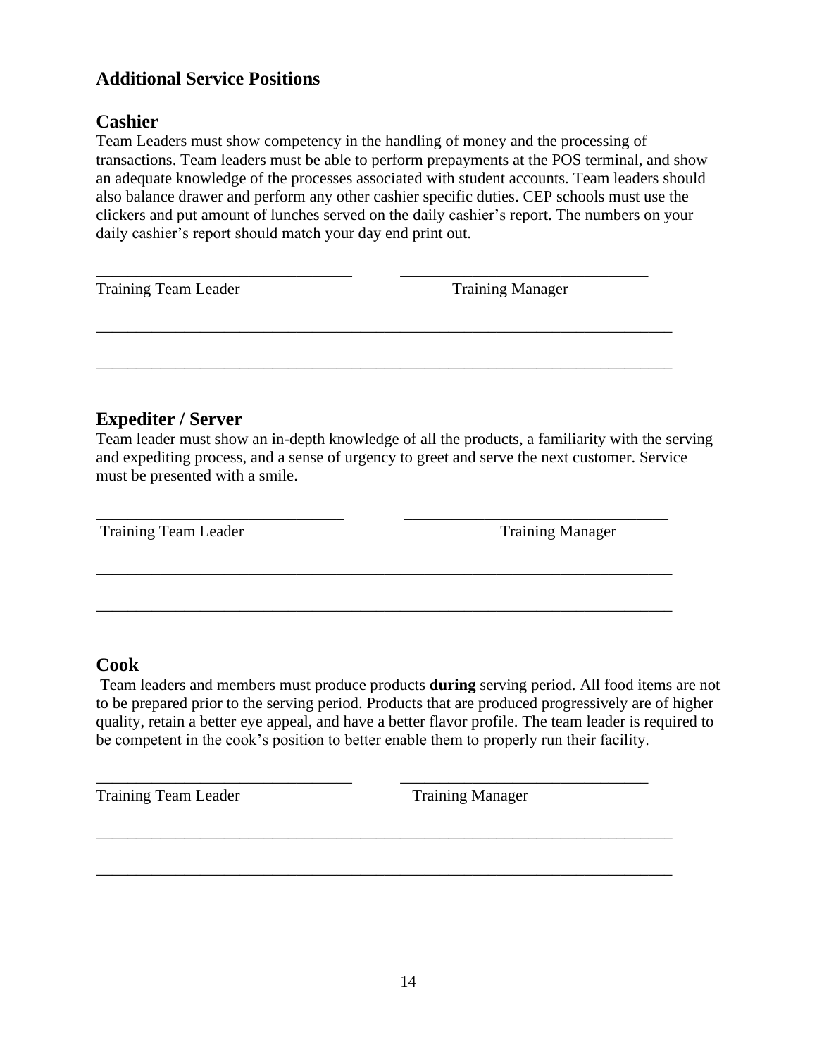## Additional Service Positions

### Cashier

Team Leaders must show competency in the handling of money and the processing of transactions. Team leaders must be able to perform prepayments at the POS terminal, and show an adequate knowledge of the processes associated with student accounts. Team leaders should also balance drawer and perform any other cashier specific duties. CEP schools must use the clickers and put amount of lunches served on the daily cashier's report. The numbers on your daily cashier's report should match your day end print out.

_______________________________ _______________________________

Training Team Leader Training Manager

______________________________________________________________________

______________________________________________________________________

### Expediter / Server

Team leader must show an in-depth knowledge of all the products, a familiarity with the serving and expediting process, and a sense of urgency to greet and serve the next customer. Service must be presented with a smile.

_______________________________ _______________________________

Training Team Leader Training Manager

______________________________________________________________________

______________________________________________________________________

### Cook

Team leaders and members must produce products **during** serving period. All food items are not to be prepared prior to the serving period. Products that are produced progressively are of higher quality, retain a better eye appeal, and have a better flavor profile. The team leader is required to be competent in the cook's position to better enable them to properly run their facility.

_______________________________ _______________________________

Training Team Leader Training Manager

______________________________________________________________________

______________________________________________________________________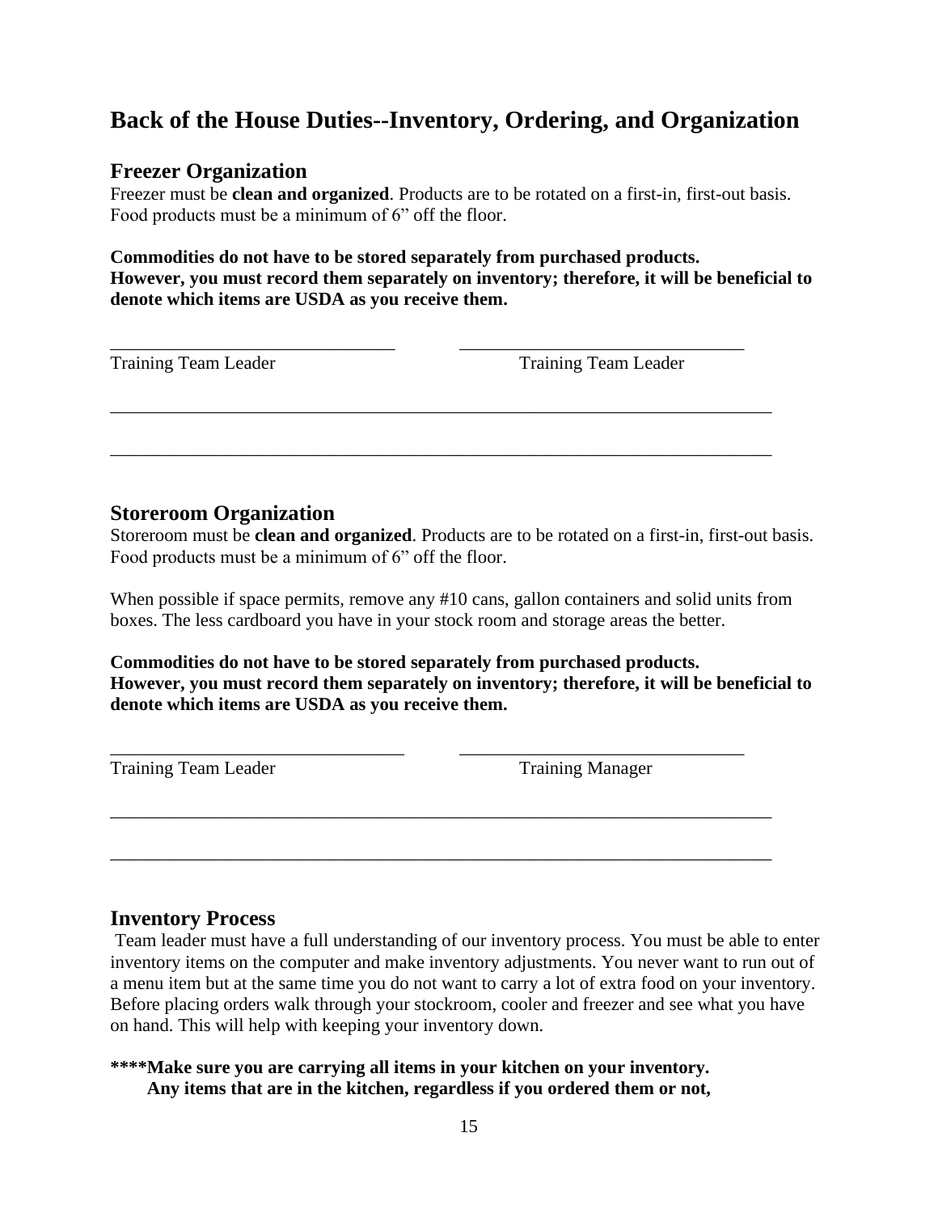# Back of the House Duties--Inventory, Ordering, and Organization

## Freezer Organization

Freezer must be **clean and organized**. Products are to be rotated on a first-in, first-out basis. Food products must be a minimum of 6" off the floor.

**Commodities do not have to be stored separately from purchased products. However, you must record them separately on inventory; therefore, it will be beneficial to denote which items are USDA as you receive them.**

_______________________________ _______________________________
Training Team Leader Training Team Leader

_________________________________________________________________________

_________________________________________________________________________

## Storeroom Organization

Storeroom must be **clean and organized**. Products are to be rotated on a first-in, first-out basis. Food products must be a minimum of 6" off the floor.

When possible if space permits, remove any #10 cans, gallon containers and solid units from boxes. The less cardboard you have in your stock room and storage areas the better.

**Commodities do not have to be stored separately from purchased products. However, you must record them separately on inventory; therefore, it will be beneficial to denote which items are USDA as you receive them.**

_______________________________ _______________________________
Training Team Leader Training Manager

_________________________________________________________________________

_________________________________________________________________________

## Inventory Process

Team leader must have a full understanding of our inventory process. You must be able to enter inventory items on the computer and make inventory adjustments. You never want to run out of a menu item but at the same time you do not want to carry a lot of extra food on your inventory. Before placing orders walk through your stockroom, cooler and freezer and see what you have on hand. This will help with keeping your inventory down.

**\*\*\*\*Make sure you are carrying all items in your kitchen on your inventory. Any items that are in the kitchen, regardless if you ordered them or not,**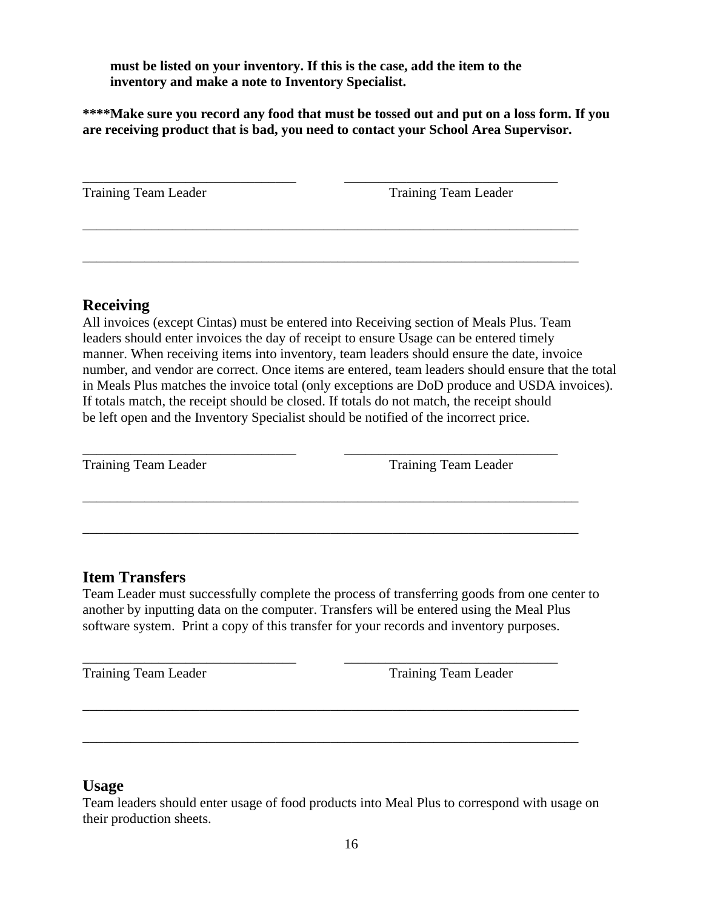**must be listed on your inventory. If this is the case, add the item to the inventory and make a note to Inventory Specialist.**

**\*\*\*\*Make sure you record any food that must be tossed out and put on a loss form. If you are receiving product that is bad, you need to contact your School Area Supervisor.**

_______________________________ _______________________________
Training Team Leader Training Team Leader

_________________________________________________________________________

_________________________________________________________________________

## Receiving

All invoices (except Cintas) must be entered into Receiving section of Meals Plus. Team leaders should enter invoices the day of receipt to ensure Usage can be entered timely manner. When receiving items into inventory, team leaders should ensure the date, invoice number, and vendor are correct. Once items are entered, team leaders should ensure that the total in Meals Plus matches the invoice total (only exceptions are DoD produce and USDA invoices). If totals match, the receipt should be closed. If totals do not match, the receipt should be left open and the Inventory Specialist should be notified of the incorrect price.

_______________________________ _______________________________
Training Team Leader Training Team Leader

_________________________________________________________________________

_________________________________________________________________________

## Item Transfers

Team Leader must successfully complete the process of transferring goods from one center to another by inputting data on the computer. Transfers will be entered using the Meal Plus software system. Print a copy of this transfer for your records and inventory purposes.

_______________________________ _______________________________
Training Team Leader Training Team Leader

_________________________________________________________________________

_________________________________________________________________________

## Usage

Team leaders should enter usage of food products into Meal Plus to correspond with usage on their production sheets.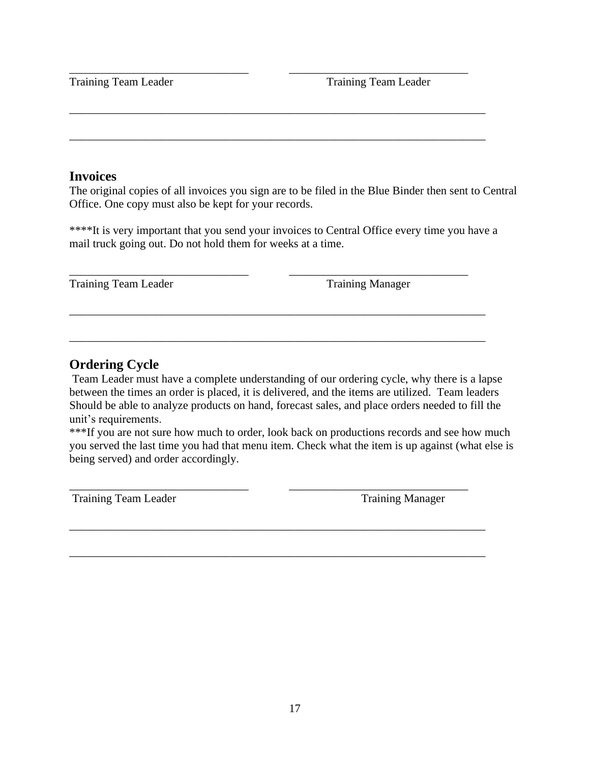\_\_\_\_\_\_\_\_\_\_\_\_\_\_\_\_\_\_\_\_\_\_\_\_\_\_\_\_\_\_ \_\_\_\_\_\_\_\_\_\_\_\_\_\_\_\_\_\_\_\_\_\_\_\_\_\_\_\_\_\_

Training Team Leader Training Team Leader

\_\_\_\_\_\_\_\_\_\_\_\_\_\_\_\_\_\_\_\_\_\_\_\_\_\_\_\_\_\_\_\_\_\_\_\_\_\_\_\_\_\_\_\_\_\_\_\_\_\_\_\_\_\_\_\_\_\_\_\_\_\_\_\_\_\_\_\_

\_\_\_\_\_\_\_\_\_\_\_\_\_\_\_\_\_\_\_\_\_\_\_\_\_\_\_\_\_\_\_\_\_\_\_\_\_\_\_\_\_\_\_\_\_\_\_\_\_\_\_\_\_\_\_\_\_\_\_\_\_\_\_\_\_\_\_\_

## Invoices

The original copies of all invoices you sign are to be filed in the Blue Binder then sent to Central Office. One copy must also be kept for your records.

****It is very important that you send your invoices to Central Office every time you have a mail truck going out. Do not hold them for weeks at a time.

\_\_\_\_\_\_\_\_\_\_\_\_\_\_\_\_\_\_\_\_\_\_\_\_\_\_\_\_\_\_ \_\_\_\_\_\_\_\_\_\_\_\_\_\_\_\_\_\_\_\_\_\_\_\_\_\_\_\_\_\_

Training Team Leader Training Manager

\_\_\_\_\_\_\_\_\_\_\_\_\_\_\_\_\_\_\_\_\_\_\_\_\_\_\_\_\_\_\_\_\_\_\_\_\_\_\_\_\_\_\_\_\_\_\_\_\_\_\_\_\_\_\_\_\_\_\_\_\_\_\_\_\_\_\_\_

\_\_\_\_\_\_\_\_\_\_\_\_\_\_\_\_\_\_\_\_\_\_\_\_\_\_\_\_\_\_\_\_\_\_\_\_\_\_\_\_\_\_\_\_\_\_\_\_\_\_\_\_\_\_\_\_\_\_\_\_\_\_\_\_\_\_\_\_

## Ordering Cycle

Team Leader must have a complete understanding of our ordering cycle, why there is a lapse between the times an order is placed, it is delivered, and the items are utilized. Team leaders Should be able to analyze products on hand, forecast sales, and place orders needed to fill the unit's requirements.

***If you are not sure how much to order, look back on productions records and see how much you served the last time you had that menu item. Check what the item is up against (what else is being served) and order accordingly.

\_\_\_\_\_\_\_\_\_\_\_\_\_\_\_\_\_\_\_\_\_\_\_\_\_\_\_\_\_\_ \_\_\_\_\_\_\_\_\_\_\_\_\_\_\_\_\_\_\_\_\_\_\_\_\_\_\_\_\_\_

Training Team Leader Training Manager

\_\_\_\_\_\_\_\_\_\_\_\_\_\_\_\_\_\_\_\_\_\_\_\_\_\_\_\_\_\_\_\_\_\_\_\_\_\_\_\_\_\_\_\_\_\_\_\_\_\_\_\_\_\_\_\_\_\_\_\_\_\_\_\_\_\_\_\_

\_\_\_\_\_\_\_\_\_\_\_\_\_\_\_\_\_\_\_\_\_\_\_\_\_\_\_\_\_\_\_\_\_\_\_\_\_\_\_\_\_\_\_\_\_\_\_\_\_\_\_\_\_\_\_\_\_\_\_\_\_\_\_\_\_\_\_\_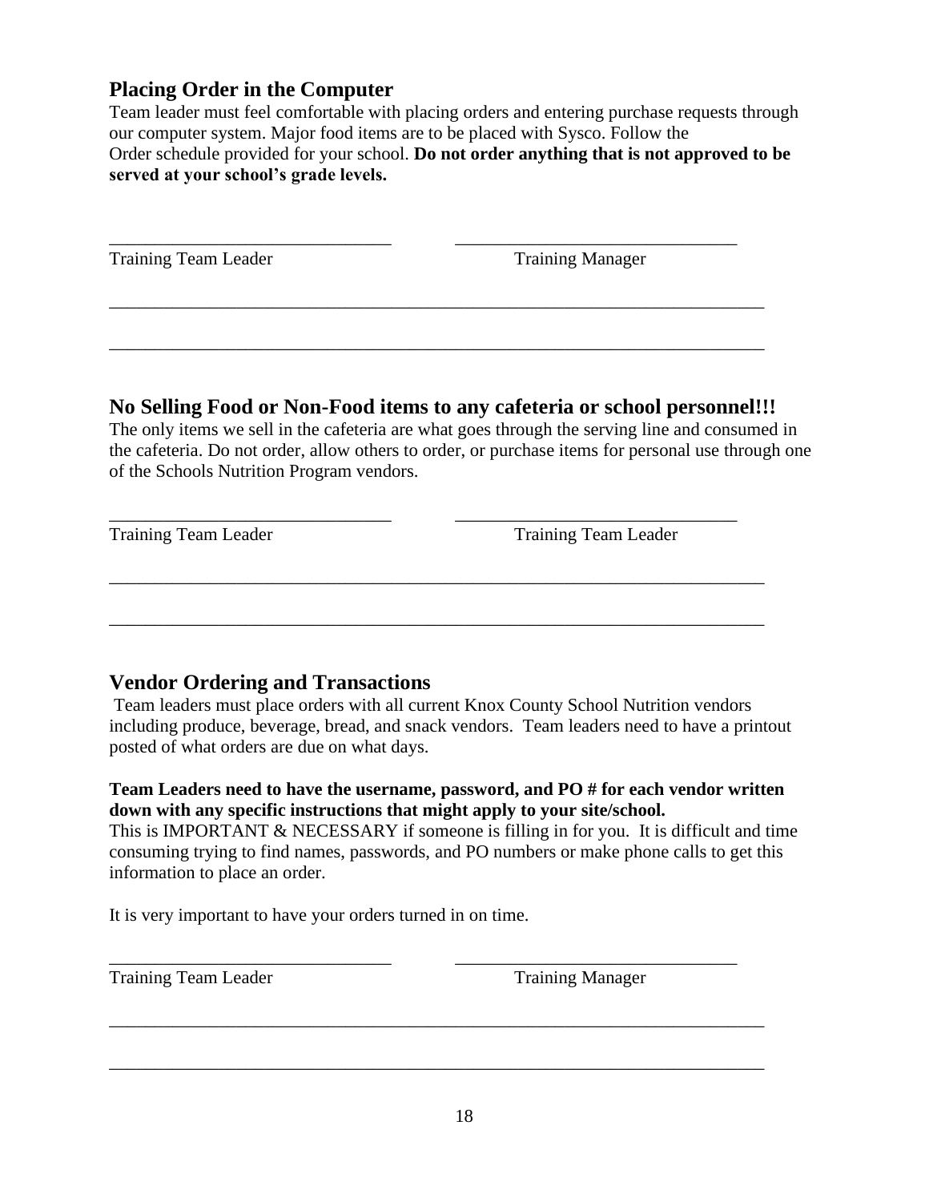## Placing Order in the Computer

Team leader must feel comfortable with placing orders and entering purchase requests through our computer system. Major food items are to be placed with Sysco. Follow the Order schedule provided for your school. **Do not order anything that is not approved to be served at your school's grade levels.**

______________________________ ______________________________

Training Team Leader Training Manager

_______________________________________________________________________

_______________________________________________________________________

## No Selling Food or Non-Food items to any cafeteria or school personnel!!!

The only items we sell in the cafeteria are what goes through the serving line and consumed in the cafeteria. Do not order, allow others to order, or purchase items for personal use through one of the Schools Nutrition Program vendors.

______________________________ ______________________________

Training Team Leader Training Team Leader

_______________________________________________________________________

_______________________________________________________________________

## Vendor Ordering and Transactions

Team leaders must place orders with all current Knox County School Nutrition vendors including produce, beverage, bread, and snack vendors. Team leaders need to have a printout posted of what orders are due on what days.

**Team Leaders need to have the username, password, and PO # for each vendor written down with any specific instructions that might apply to your site/school.**
This is IMPORTANT & NECESSARY if someone is filling in for you. It is difficult and time consuming trying to find names, passwords, and PO numbers or make phone calls to get this information to place an order.

It is very important to have your orders turned in on time.

______________________________ ______________________________

Training Team Leader Training Manager

_______________________________________________________________________

_______________________________________________________________________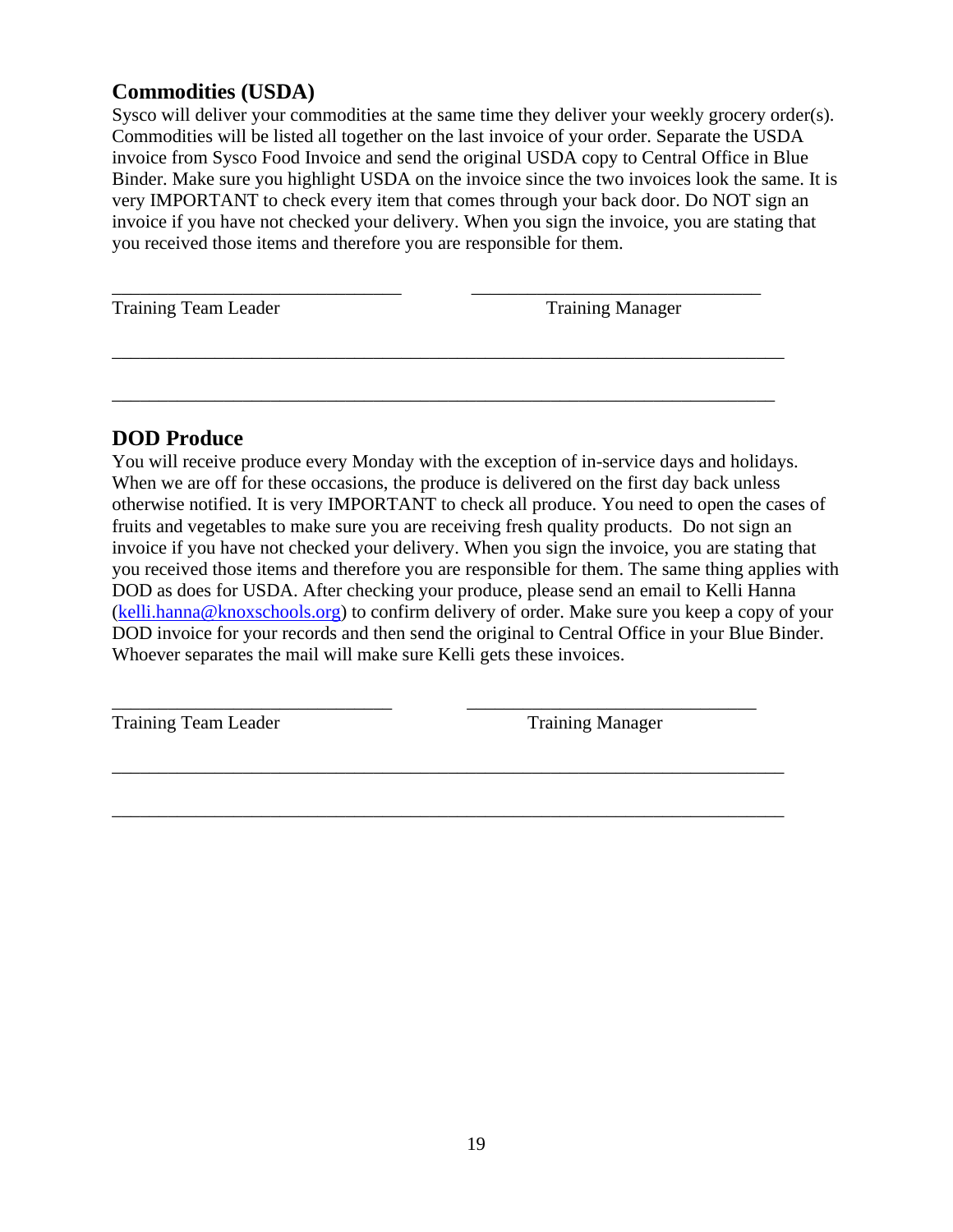## Commodities (USDA)

Sysco will deliver your commodities at the same time they deliver your weekly grocery order(s). Commodities will be listed all together on the last invoice of your order. Separate the USDA invoice from Sysco Food Invoice and send the original USDA copy to Central Office in Blue Binder. Make sure you highlight USDA on the invoice since the two invoices look the same. It is very IMPORTANT to check every item that comes through your back door. Do NOT sign an invoice if you have not checked your delivery. When you sign the invoice, you are stating that you received those items and therefore you are responsible for them.

______________________________ ______________________________

Training Team Leader Training Manager

______________________________________________________________________

______________________________________________________________________

## DOD Produce

You will receive produce every Monday with the exception of in-service days and holidays. When we are off for these occasions, the produce is delivered on the first day back unless otherwise notified. It is very IMPORTANT to check all produce. You need to open the cases of fruits and vegetables to make sure you are receiving fresh quality products. Do not sign an invoice if you have not checked your delivery. When you sign the invoice, you are stating that you received those items and therefore you are responsible for them. The same thing applies with DOD as does for USDA. After checking your produce, please send an email to Kelli Hanna (kelli.hanna@knoxschools.org) to confirm delivery of order. Make sure you keep a copy of your DOD invoice for your records and then send the original to Central Office in your Blue Binder. Whoever separates the mail will make sure Kelli gets these invoices.

______________________________ ______________________________

Training Team Leader Training Manager

______________________________________________________________________

______________________________________________________________________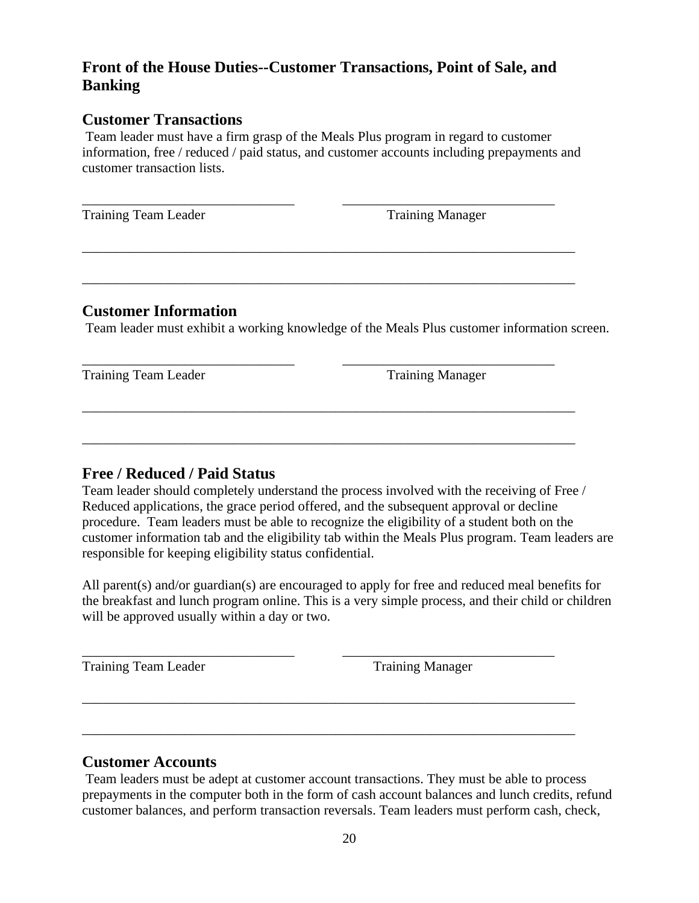## Front of the House Duties--Customer Transactions, Point of Sale, and Banking

### Customer Transactions

Team leader must have a firm grasp of the Meals Plus program in regard to customer information, free / reduced / paid status, and customer accounts including prepayments and customer transaction lists.

______________________________ ______________________________
Training Team Leader Training Manager

_______________________________________________________________________

_______________________________________________________________________

### Customer Information

Team leader must exhibit a working knowledge of the Meals Plus customer information screen.

______________________________ ______________________________
Training Team Leader Training Manager

_______________________________________________________________________

_______________________________________________________________________

### Free / Reduced / Paid Status

Team leader should completely understand the process involved with the receiving of Free / Reduced applications, the grace period offered, and the subsequent approval or decline procedure. Team leaders must be able to recognize the eligibility of a student both on the customer information tab and the eligibility tab within the Meals Plus program. Team leaders are responsible for keeping eligibility status confidential.

All parent(s) and/or guardian(s) are encouraged to apply for free and reduced meal benefits for the breakfast and lunch program online. This is a very simple process, and their child or children will be approved usually within a day or two.

______________________________ ______________________________
Training Team Leader Training Manager

_______________________________________________________________________

_______________________________________________________________________

### Customer Accounts

Team leaders must be adept at customer account transactions. They must be able to process prepayments in the computer both in the form of cash account balances and lunch credits, refund customer balances, and perform transaction reversals. Team leaders must perform cash, check,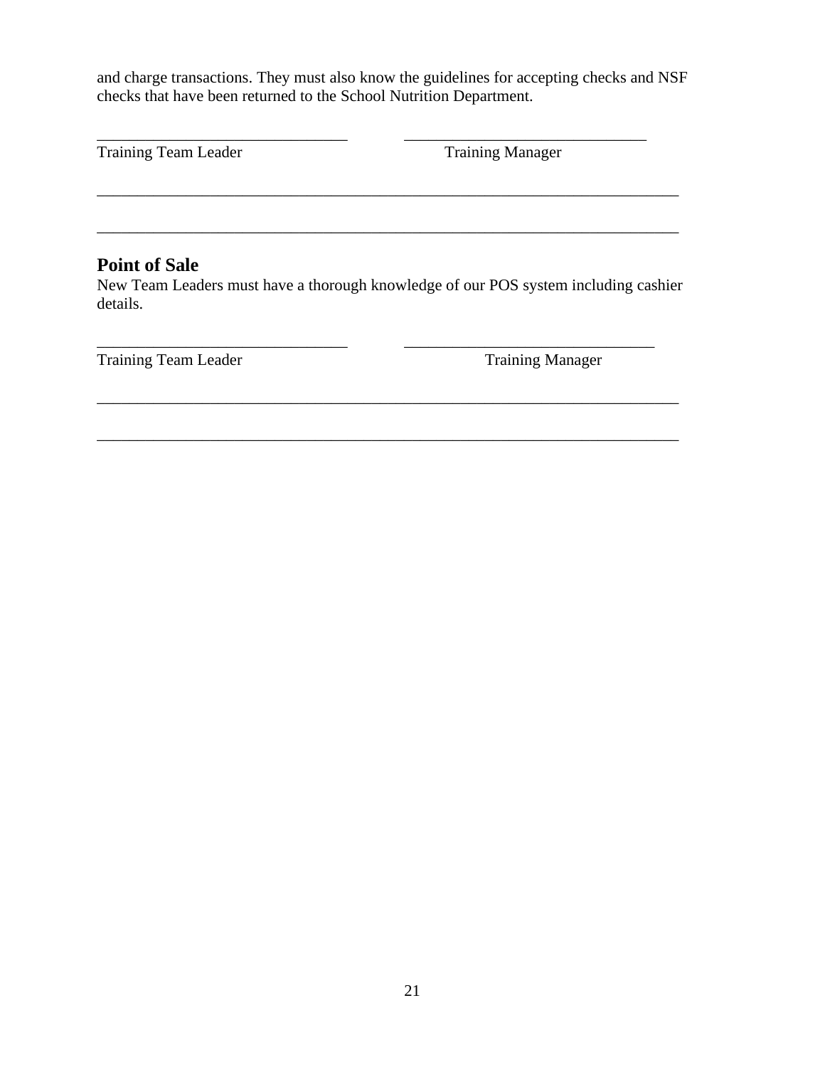and charge transactions. They must also know the guidelines for accepting checks and NSF checks that have been returned to the School Nutrition Department.

_______________________________ _______________________________
Training Team Leader Training Manager

_________________________________________________________________________

_________________________________________________________________________

## Point of Sale

New Team Leaders must have a thorough knowledge of our POS system including cashier details.

_______________________________ _______________________________
Training Team Leader Training Manager

_________________________________________________________________________

_________________________________________________________________________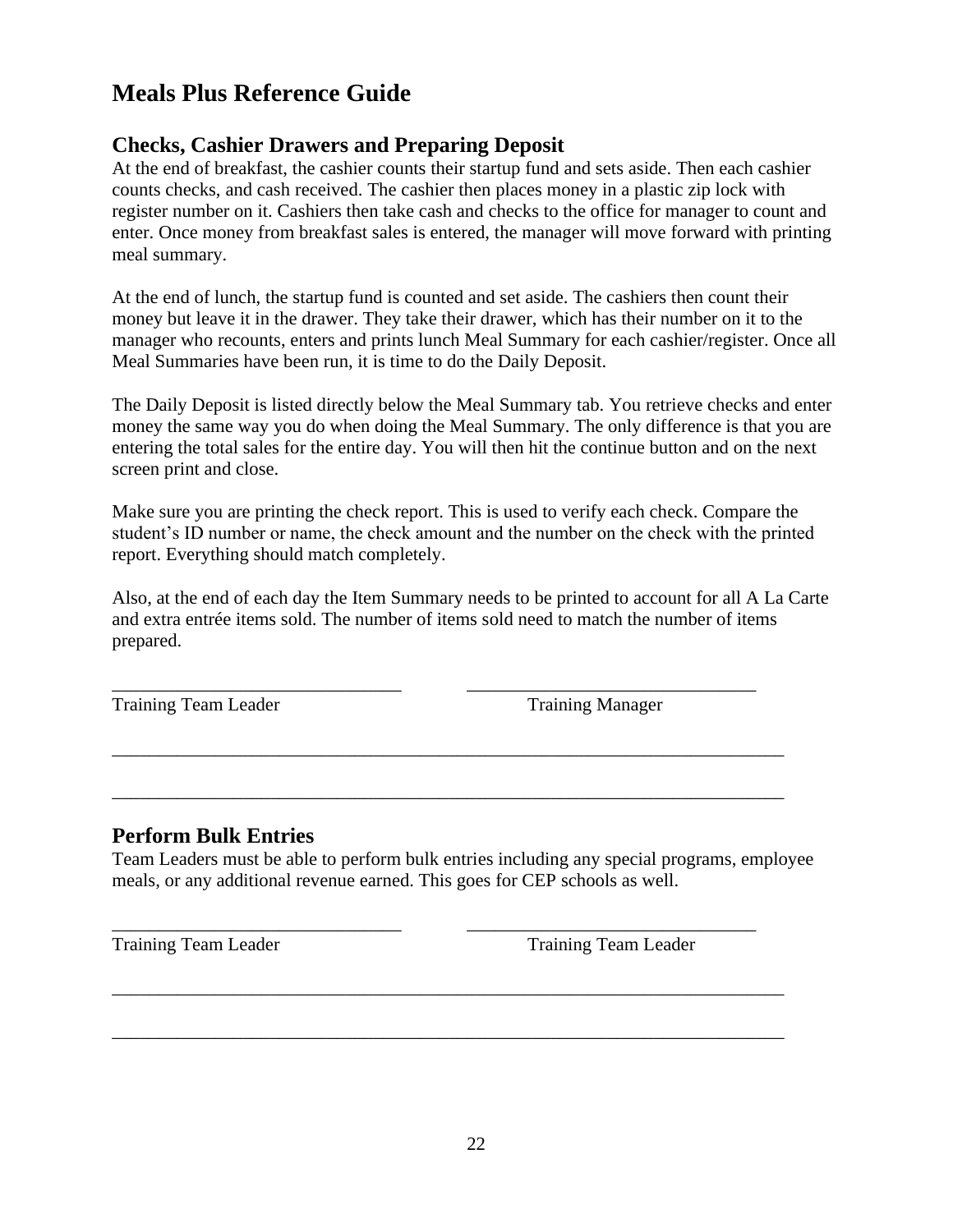# Meals Plus Reference Guide

## Checks, Cashier Drawers and Preparing Deposit

At the end of breakfast, the cashier counts their startup fund and sets aside. Then each cashier counts checks, and cash received. The cashier then places money in a plastic zip lock with register number on it. Cashiers then take cash and checks to the office for manager to count and enter. Once money from breakfast sales is entered, the manager will move forward with printing meal summary.

At the end of lunch, the startup fund is counted and set aside. The cashiers then count their money but leave it in the drawer. They take their drawer, which has their number on it to the manager who recounts, enters and prints lunch Meal Summary for each cashier/register. Once all Meal Summaries have been run, it is time to do the Daily Deposit.

The Daily Deposit is listed directly below the Meal Summary tab. You retrieve checks and enter money the same way you do when doing the Meal Summary. The only difference is that you are entering the total sales for the entire day. You will then hit the continue button and on the next screen print and close.

Make sure you are printing the check report. This is used to verify each check. Compare the student's ID number or name, the check amount and the number on the check with the printed report. Everything should match completely.

Also, at the end of each day the Item Summary needs to be printed to account for all A La Carte and extra entrée items sold. The number of items sold need to match the number of items prepared.

_______________________________ _______________________________
Training Team Leader Training Manager

_________________________________________________________________________

_________________________________________________________________________

## Perform Bulk Entries

Team Leaders must be able to perform bulk entries including any special programs, employee meals, or any additional revenue earned. This goes for CEP schools as well.

_______________________________ _______________________________
Training Team Leader Training Team Leader

_________________________________________________________________________

_________________________________________________________________________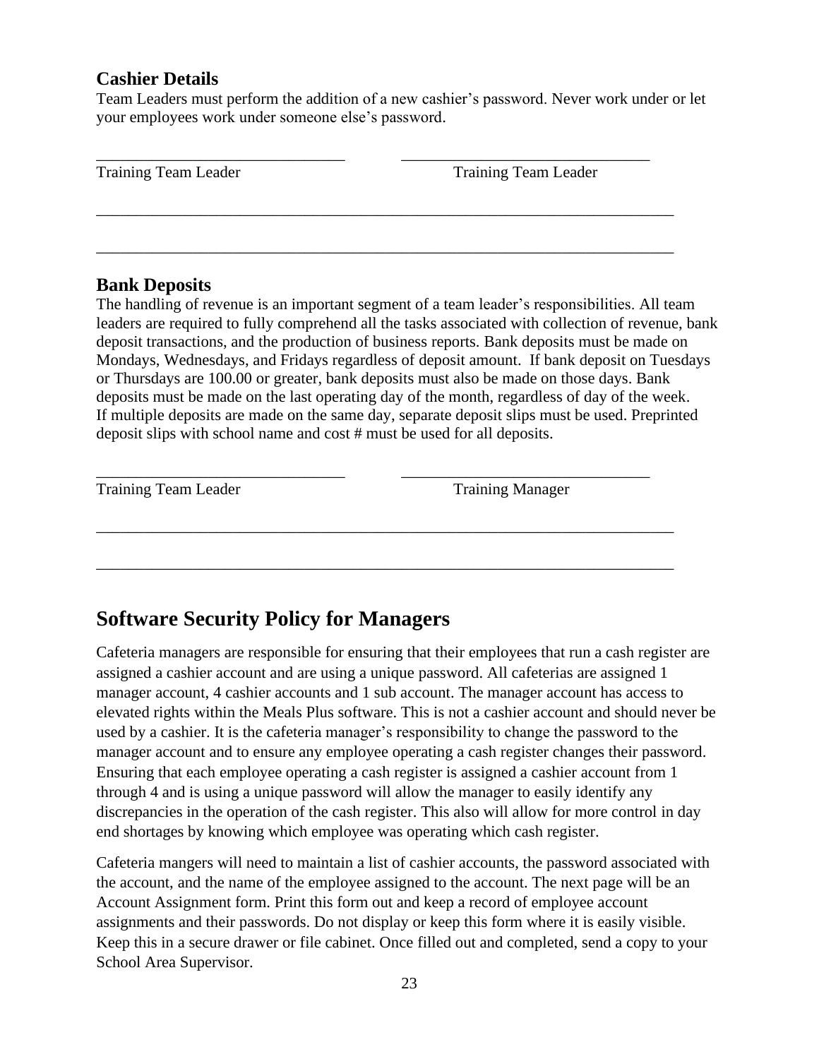### Cashier Details

Team Leaders must perform the addition of a new cashier's password. Never work under or let your employees work under someone else's password.

______________________________ ______________________________

Training Team Leader Training Team Leader

______________________________________________________________________

______________________________________________________________________

### Bank Deposits

The handling of revenue is an important segment of a team leader's responsibilities. All team leaders are required to fully comprehend all the tasks associated with collection of revenue, bank deposit transactions, and the production of business reports. Bank deposits must be made on Mondays, Wednesdays, and Fridays regardless of deposit amount. If bank deposit on Tuesdays or Thursdays are 100.00 or greater, bank deposits must also be made on those days. Bank deposits must be made on the last operating day of the month, regardless of day of the week. If multiple deposits are made on the same day, separate deposit slips must be used. Preprinted deposit slips with school name and cost # must be used for all deposits.

______________________________ ______________________________

Training Team Leader Training Manager

______________________________________________________________________

______________________________________________________________________

## Software Security Policy for Managers

Cafeteria managers are responsible for ensuring that their employees that run a cash register are assigned a cashier account and are using a unique password. All cafeterias are assigned 1 manager account, 4 cashier accounts and 1 sub account. The manager account has access to elevated rights within the Meals Plus software. This is not a cashier account and should never be used by a cashier. It is the cafeteria manager's responsibility to change the password to the manager account and to ensure any employee operating a cash register changes their password. Ensuring that each employee operating a cash register is assigned a cashier account from 1 through 4 and is using a unique password will allow the manager to easily identify any discrepancies in the operation of the cash register. This also will allow for more control in day end shortages by knowing which employee was operating which cash register.

Cafeteria mangers will need to maintain a list of cashier accounts, the password associated with the account, and the name of the employee assigned to the account. The next page will be an Account Assignment form. Print this form out and keep a record of employee account assignments and their passwords. Do not display or keep this form where it is easily visible. Keep this in a secure drawer or file cabinet. Once filled out and completed, send a copy to your School Area Supervisor.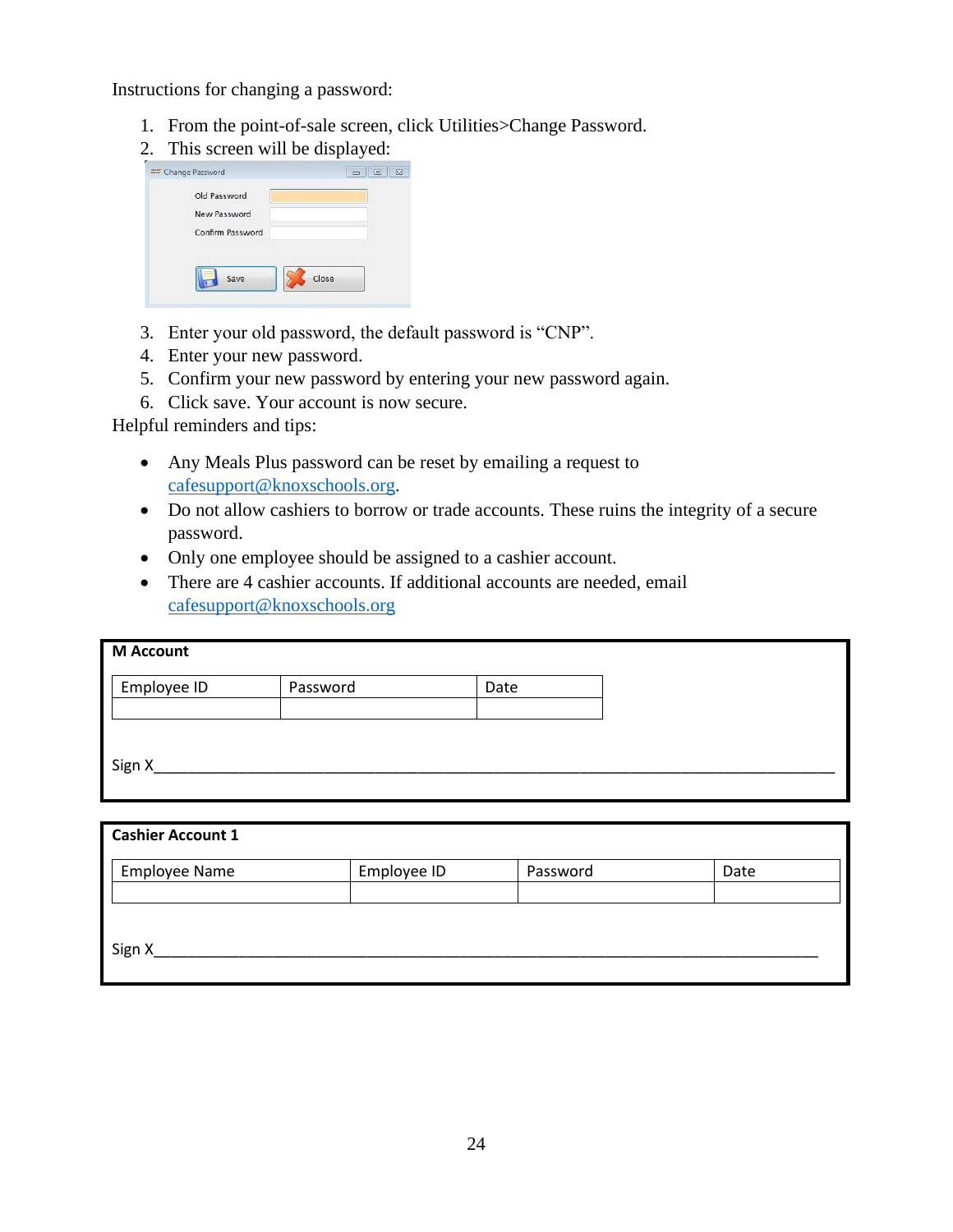Instructions for changing a password:

1. From the point-of-sale screen, click Utilities>Change Password.
2. This screen will be displayed:

Change Password

Old Password
New Password
Confirm Password

Save Close

3. Enter your old password, the default password is "CNP".
4. Enter your new password.
5. Confirm your new password by entering your new password again.
6. Click save. Your account is now secure.

Helpful reminders and tips:

- Any Meals Plus password can be reset by emailing a request to cafesupport@knoxschools.org.
- Do not allow cashiers to borrow or trade accounts. These ruins the integrity of a secure password.
- Only one employee should be assigned to a cashier account.
- There are 4 cashier accounts. If additional accounts are needed, email cafesupport@knoxschools.org

**M Account**

| Employee ID | Password | Date |
|---|---|---|
| | | |

Sign X________________________________________________________________________________

**Cashier Account 1**

| Employee Name | Employee ID | Password | Date |
|---|---|---|---|
| | | | |

Sign X________________________________________________________________________________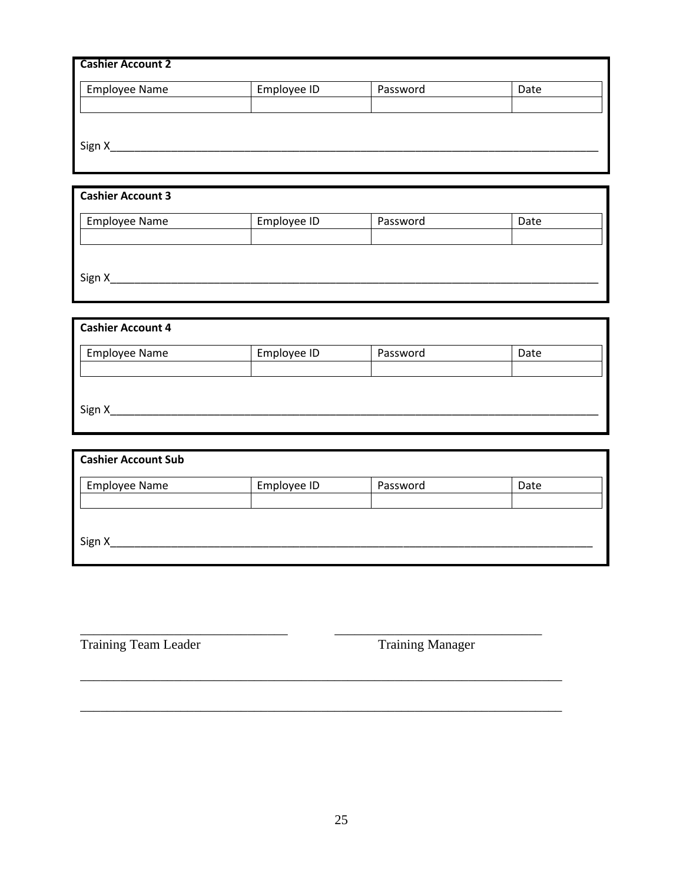**Cashier Account 2**

| Employee Name | Employee ID | Password | Date |
| --- | --- | --- | --- |
| | | | |

Sign X_______________________________________________________________________________

**Cashier Account 3**

| Employee Name | Employee ID | Password | Date |
| --- | --- | --- | --- |
| | | | |

Sign X_______________________________________________________________________________

**Cashier Account 4**

| Employee Name | Employee ID | Password | Date |
| --- | --- | --- | --- |
| | | | |

Sign X_______________________________________________________________________________

**Cashier Account Sub**

| Employee Name | Employee ID | Password | Date |
| --- | --- | --- | --- |
| | | | |

Sign X_______________________________________________________________________________

_______________________________ _______________________________
Training Team Leader Training Manager

_________________________________________________________________________

_________________________________________________________________________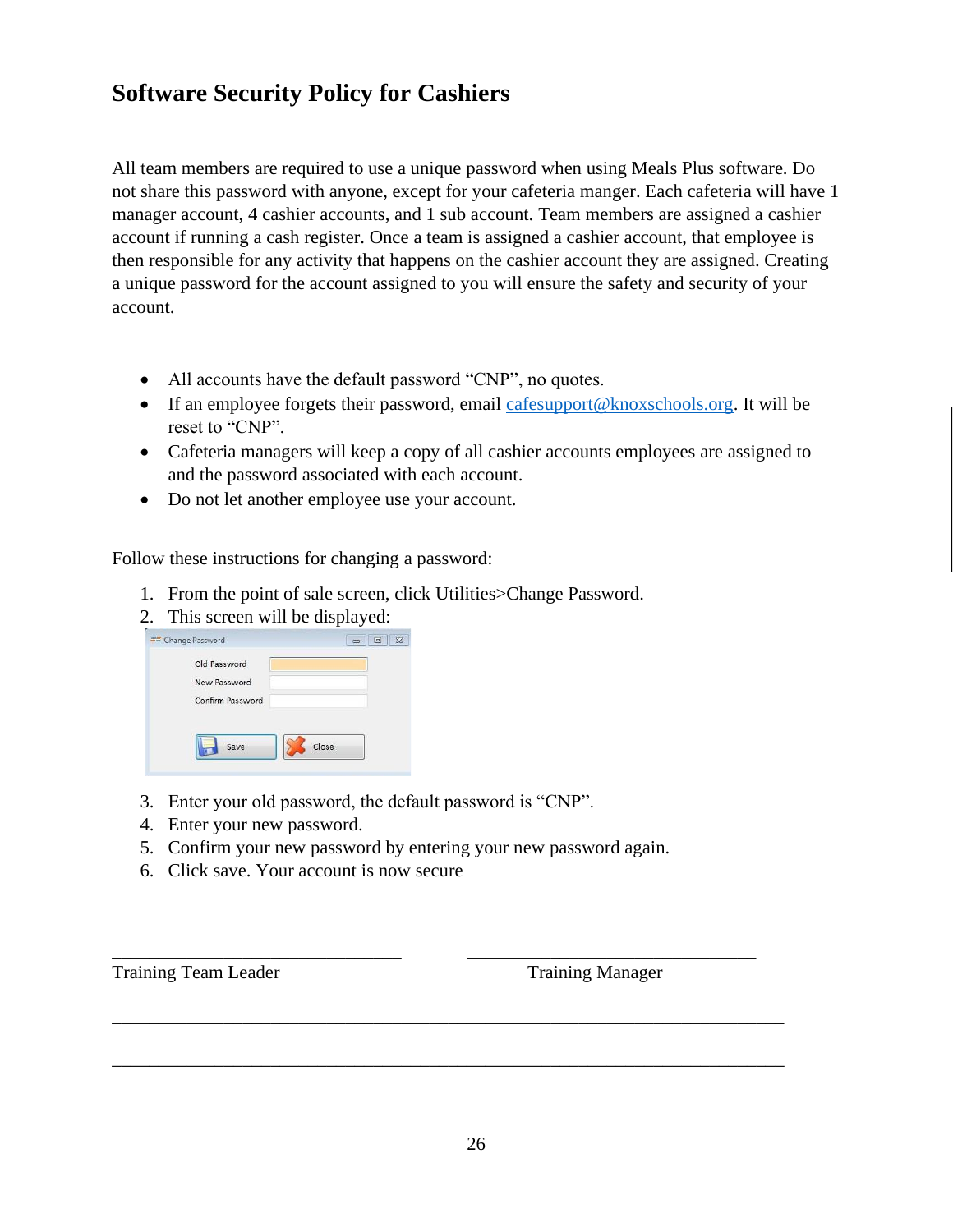## Software Security Policy for Cashiers

All team members are required to use a unique password when using Meals Plus software. Do not share this password with anyone, except for your cafeteria manger. Each cafeteria will have 1 manager account, 4 cashier accounts, and 1 sub account. Team members are assigned a cashier account if running a cash register. Once a team is assigned a cashier account, that employee is then responsible for any activity that happens on the cashier account they are assigned. Creating a unique password for the account assigned to you will ensure the safety and security of your account.

- All accounts have the default password "CNP", no quotes.
- If an employee forgets their password, email cafesupport@knoxschools.org. It will be reset to "CNP".
- Cafeteria managers will keep a copy of all cashier accounts employees are assigned to and the password associated with each account.
- Do not let another employee use your account.

Follow these instructions for changing a password:

1. From the point of sale screen, click Utilities>Change Password.
2. This screen will be displayed:
3. Enter your old password, the default password is "CNP".
4. Enter your new password.
5. Confirm your new password by entering your new password again.
6. Click save. Your account is now secure

\_\_\_\_\_\_\_\_\_\_\_\_\_\_\_\_\_\_\_\_\_\_\_\_\_\_\_\_\_\_ \_\_\_\_\_\_\_\_\_\_\_\_\_\_\_\_\_\_\_\_\_\_\_\_\_\_\_\_\_\_

Training Team Leader Training Manager

\_\_\_\_\_\_\_\_\_\_\_\_\_\_\_\_\_\_\_\_\_\_\_\_\_\_\_\_\_\_\_\_\_\_\_\_\_\_\_\_\_\_\_\_\_\_\_\_\_\_\_\_\_\_\_\_\_\_\_\_\_\_\_\_\_\_

\_\_\_\_\_\_\_\_\_\_\_\_\_\_\_\_\_\_\_\_\_\_\_\_\_\_\_\_\_\_\_\_\_\_\_\_\_\_\_\_\_\_\_\_\_\_\_\_\_\_\_\_\_\_\_\_\_\_\_\_\_\_\_\_\_\_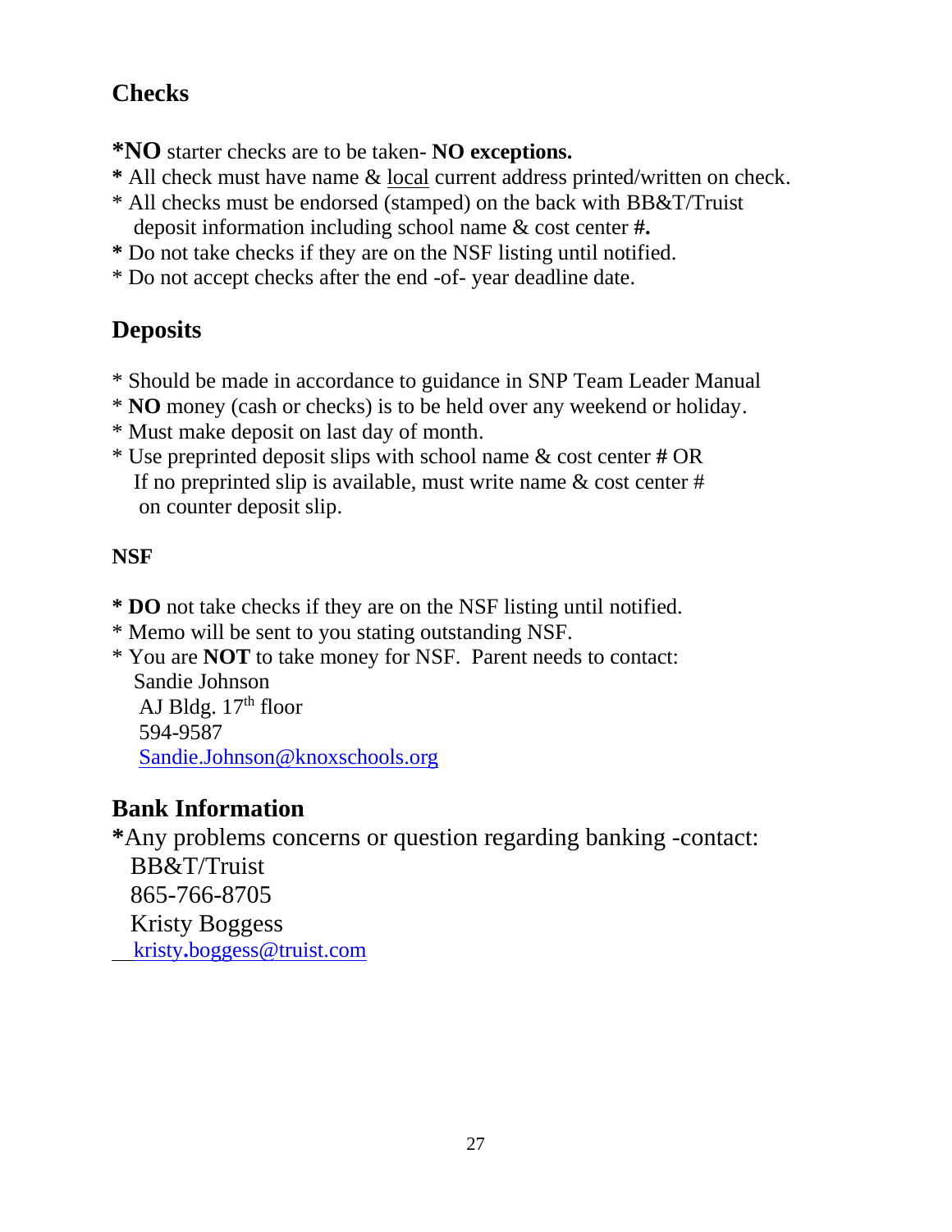## Checks

***NO** starter checks are to be taken- **NO exceptions.**
* All check must have name & local current address printed/written on check.
* All checks must be endorsed (stamped) on the back with BB&T/Truist deposit information including school name & cost center **#.**
* Do not take checks if they are on the NSF listing until notified.
* Do not accept checks after the end -of- year deadline date.

## Deposits

* Should be made in accordance to guidance in SNP Team Leader Manual
* **NO** money (cash or checks) is to be held over any weekend or holiday.
* Must make deposit on last day of month.
* Use preprinted deposit slips with school name & cost center **#** OR
  If no preprinted slip is available, must write name & cost center #
  on counter deposit slip.

### NSF

* **DO** not take checks if they are on the NSF listing until notified.
* Memo will be sent to you stating outstanding NSF.
* You are **NOT** to take money for NSF. Parent needs to contact:
  Sandie Johnson
  AJ Bldg. 17th floor
  594-9587
  Sandie.Johnson@knoxschools.org

## Bank Information

***Any problems concerns or question regarding banking -contact:**
BB&T/Truist
865-766-8705
Kristy Boggess
kristy.boggess@truist.com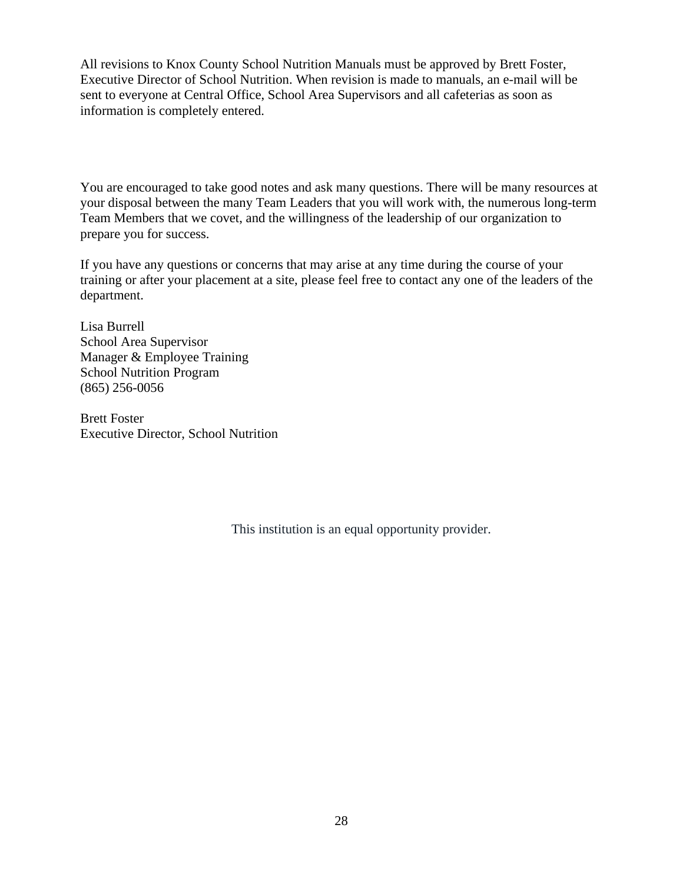All revisions to Knox County School Nutrition Manuals must be approved by Brett Foster, Executive Director of School Nutrition. When revision is made to manuals, an e-mail will be sent to everyone at Central Office, School Area Supervisors and all cafeterias as soon as information is completely entered.

You are encouraged to take good notes and ask many questions. There will be many resources at your disposal between the many Team Leaders that you will work with, the numerous long-term Team Members that we covet, and the willingness of the leadership of our organization to prepare you for success.

If you have any questions or concerns that may arise at any time during the course of your training or after your placement at a site, please feel free to contact any one of the leaders of the department.

Lisa Burrell
School Area Supervisor
Manager & Employee Training
School Nutrition Program
(865) 256-0056

Brett Foster
Executive Director, School Nutrition

This institution is an equal opportunity provider.